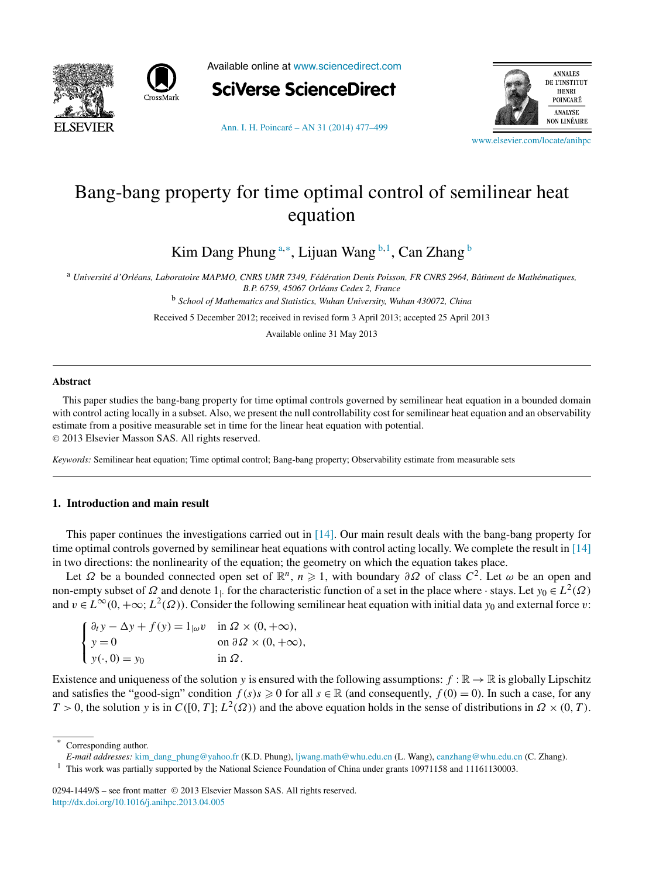# Bang-bang property for time optimal control of semilinear heat equation

Kim Dang Phung [a,*], Lijuan Wang [b,1], Can Zhang [b]

[a] *Université d'Orléans, Laboratoire MAPMO, CNRS UMR 7349, Fédération Denis Poisson, FR CNRS 2964, Bâtiment de Mathématiques, B.P. 6759, 45067 Orléans Cedex 2, France*

[b] *School of Mathematics and Statistics, Wuhan University, Wuhan 430072, China*

Received 5 December 2012; received in revised form 3 April 2013; accepted 25 April 2013

Available online 31 May 2013

---

### Abstract

This paper studies the bang-bang property for time optimal controls governed by semilinear heat equation in a bounded domain with control acting locally in a subset. Also, we present the null controllability cost for semilinear heat equation and an observability estimate from a positive measurable set in time for the linear heat equation with potential.

© 2013 Elsevier Masson SAS. All rights reserved.

*Keywords:* Semilinear heat equation; Time optimal control; Bang-bang property; Observability estimate from measurable sets

---

## 1. Introduction and main result

This paper continues the investigations carried out in [14]. Our main result deals with the bang-bang property for time optimal controls governed by semilinear heat equations with control acting locally. We complete the result in [14] in two directions: the nonlinearity of the equation; the geometry on which the equation takes place.

Let $\Omega$ be a bounded connected open set of $\mathbb{R}^n$, $n \geqslant 1$, with boundary $\partial\Omega$ of class $C^2$. Let $\omega$ be an open and non-empty subset of $\Omega$ and denote $1_{|\cdot}$ for the characteristic function of a set in the place where $\cdot$ stays. Let $y_0 \in L^2(\Omega)$ and $v \in L^\infty(0, +\infty; L^2(\Omega))$. Consider the following semilinear heat equation with initial data $y_0$ and external force $v$:

$$
\begin{cases}
\partial_t y - \Delta y + f(y) = 1_{|\omega} v & \text{in } \Omega \times (0, +\infty), \\
y = 0 & \text{on } \partial\Omega \times (0, +\infty), \\
y(\cdot, 0) = y_0 & \text{in } \Omega.
\end{cases}
$$

Existence and uniqueness of the solution $y$ is ensured with the following assumptions: $f : \mathbb{R} \to \mathbb{R}$ is globally Lipschitz and satisfies the "good-sign" condition $f(s)s \geqslant 0$ for all $s \in \mathbb{R}$ (and consequently, $f(0) = 0$). In such a case, for any $T > 0$, the solution $y$ is in $C([0, T]; L^2(\Omega))$ and the above equation holds in the sense of distributions in $\Omega \times (0, T)$.

---

[*] Corresponding author.

*E-mail addresses:* kim_dang_phung@yahoo.fr (K.D. Phung), ljwang.math@whu.edu.cn (L. Wang), canzhang@whu.edu.cn (C. Zhang).

[1] This work was partially supported by the National Science Foundation of China under grants 10971158 and 11161130003.

0294-1449/$ – see front matter © 2013 Elsevier Masson SAS. All rights reserved.
http://dx.doi.org/10.1016/j.anihpc.2013.04.005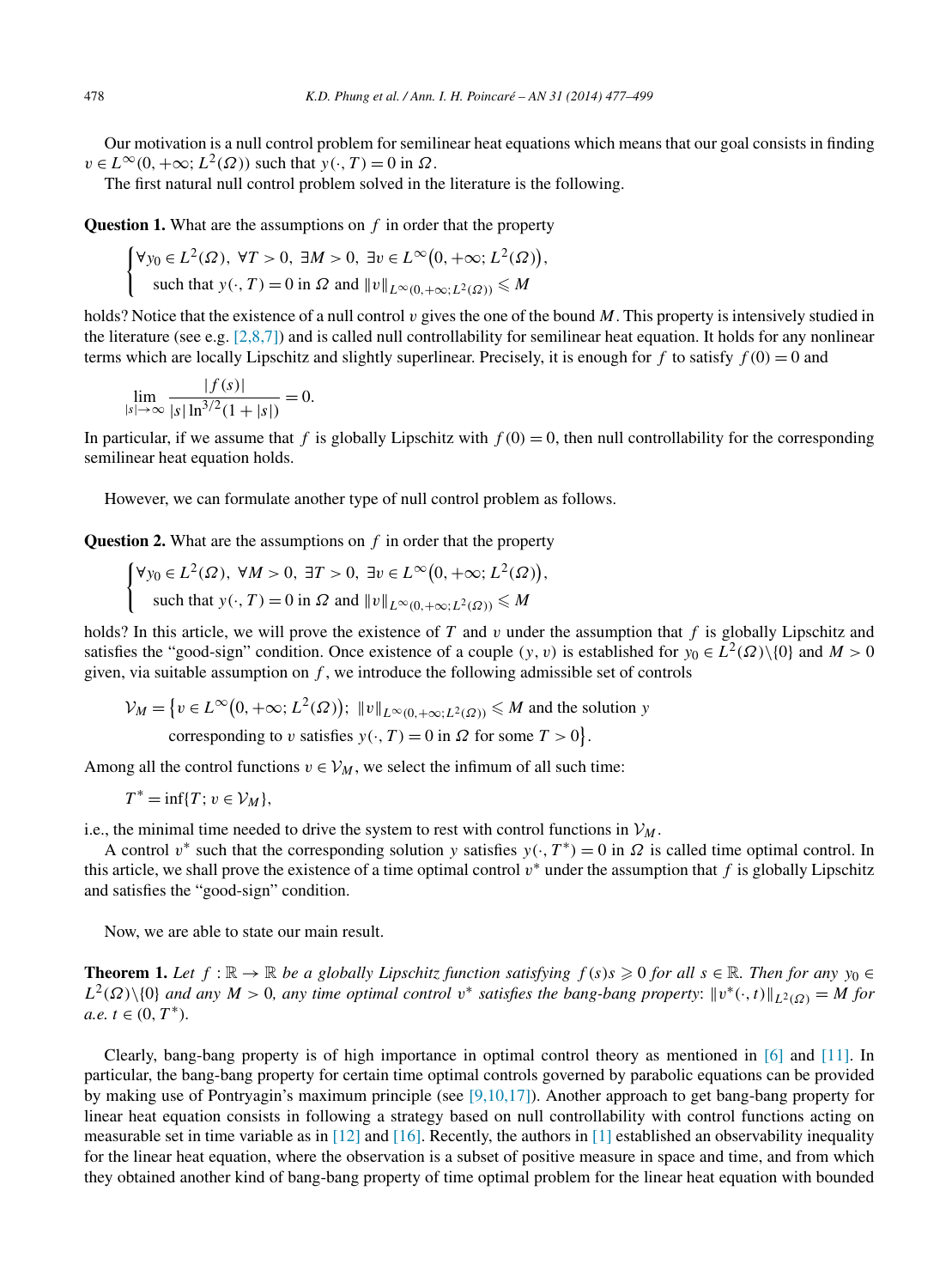Our motivation is a null control problem for semilinear heat equations which means that our goal consists in finding $v \in L^\infty(0,+\infty; L^2(\Omega))$ such that $y(\cdot, T) = 0$ in $\Omega$.

The first natural null control problem solved in the literature is the following.

**Question 1.** What are the assumptions on $f$ in order that the property

$$\begin{cases} \forall y_0 \in L^2(\Omega),\ \forall T > 0,\ \exists M > 0,\ \exists v \in L^\infty\big(0,+\infty; L^2(\Omega)\big), \\ \quad \text{such that } y(\cdot, T) = 0 \text{ in } \Omega \text{ and } \|v\|_{L^\infty(0,+\infty; L^2(\Omega))} \leqslant M \end{cases}$$

holds? Notice that the existence of a null control $v$ gives the one of the bound $M$. This property is intensively studied in the literature (see e.g. [2,8,7]) and is called null controllability for semilinear heat equation. It holds for any nonlinear terms which are locally Lipschitz and slightly superlinear. Precisely, it is enough for $f$ to satisfy $f(0) = 0$ and

$$\lim_{|s| \to \infty} \frac{|f(s)|}{|s| \ln^{3/2}(1 + |s|)} = 0.$$

In particular, if we assume that $f$ is globally Lipschitz with $f(0) = 0$, then null controllability for the corresponding semilinear heat equation holds.

However, we can formulate another type of null control problem as follows.

**Question 2.** What are the assumptions on $f$ in order that the property

$$\begin{cases} \forall y_0 \in L^2(\Omega),\ \forall M > 0,\ \exists T > 0,\ \exists v \in L^\infty\big(0,+\infty; L^2(\Omega)\big), \\ \quad \text{such that } y(\cdot, T) = 0 \text{ in } \Omega \text{ and } \|v\|_{L^\infty(0,+\infty; L^2(\Omega))} \leqslant M \end{cases}$$

holds? In this article, we will prove the existence of $T$ and $v$ under the assumption that $f$ is globally Lipschitz and satisfies the "good-sign" condition. Once existence of a couple $(y, v)$ is established for $y_0 \in L^2(\Omega) \backslash \{0\}$ and $M > 0$ given, via suitable assumption on $f$, we introduce the following admissible set of controls

$$\mathcal{V}_M = \big\{ v \in L^\infty\big(0,+\infty; L^2(\Omega)\big);\ \|v\|_{L^\infty(0,+\infty; L^2(\Omega))} \leqslant M \text{ and the solution } y \\ \text{corresponding to } v \text{ satisfies } y(\cdot, T) = 0 \text{ in } \Omega \text{ for some } T > 0 \big\}.$$

Among all the control functions $v \in \mathcal{V}_M$, we select the infimum of all such time:

$$T^* = \inf\{T;\ v \in \mathcal{V}_M\},$$

i.e., the minimal time needed to drive the system to rest with control functions in $\mathcal{V}_M$.

A control $v^*$ such that the corresponding solution $y$ satisfies $y(\cdot, T^*) = 0$ in $\Omega$ is called time optimal control. In this article, we shall prove the existence of a time optimal control $v^*$ under the assumption that $f$ is globally Lipschitz and satisfies the "good-sign" condition.

Now, we are able to state our main result.

**Theorem 1.** *Let $f : \mathbb{R} \to \mathbb{R}$ be a globally Lipschitz function satisfying $f(s)s \geqslant 0$ for all $s \in \mathbb{R}$. Then for any $y_0 \in L^2(\Omega) \backslash \{0\}$ and any $M > 0$, any time optimal control $v^*$ satisfies the bang-bang property: $\|v^*(\cdot, t)\|_{L^2(\Omega)} = M$ for a.e. $t \in (0, T^*)$.*

Clearly, bang-bang property is of high importance in optimal control theory as mentioned in [6] and [11]. In particular, the bang-bang property for certain time optimal controls governed by parabolic equations can be provided by making use of Pontryagin's maximum principle (see [9,10,17]). Another approach to get bang-bang property for linear heat equation consists in following a strategy based on null controllability with control functions acting on measurable set in time variable as in [12] and [16]. Recently, the authors in [1] established an observability inequality for the linear heat equation, where the observation is a subset of positive measure in space and time, and from which they obtained another kind of bang-bang property of time optimal problem for the linear heat equation with bounded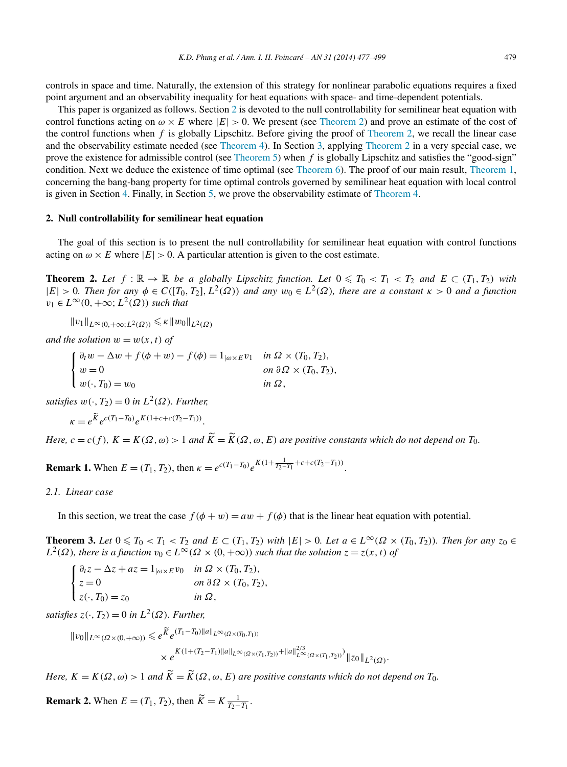controls in space and time. Naturally, the extension of this strategy for nonlinear parabolic equations requires a fixed point argument and an observability inequality for heat equations with space- and time-dependent potentials.

This paper is organized as follows. Section 2 is devoted to the null controllability for semilinear heat equation with control functions acting on $\omega \times E$ where $|E| > 0$. We present (see Theorem 2) and prove an estimate of the cost of the control functions when $f$ is globally Lipschitz. Before giving the proof of Theorem 2, we recall the linear case and the observability estimate needed (see Theorem 4). In Section 3, applying Theorem 2 in a very special case, we prove the existence for admissible control (see Theorem 5) when $f$ is globally Lipschitz and satisfies the "good-sign" condition. Next we deduce the existence of time optimal (see Theorem 6). The proof of our main result, Theorem 1, concerning the bang-bang property for time optimal controls governed by semilinear heat equation with local control is given in Section 4. Finally, in Section 5, we prove the observability estimate of Theorem 4.

## 2. Null controllability for semilinear heat equation

The goal of this section is to present the null controllability for semilinear heat equation with control functions acting on $\omega \times E$ where $|E| > 0$. A particular attention is given to the cost estimate.

**Theorem 2.** *Let $f : \mathbb{R} \to \mathbb{R}$ be a globally Lipschitz function. Let $0 \leqslant T_0 < T_1 < T_2$ and $E \subset (T_1, T_2)$ with $|E| > 0$. Then for any $\phi \in C([T_0, T_2], L^2(\Omega))$ and any $w_0 \in L^2(\Omega)$, there are a constant $\kappa > 0$ and a function $v_1 \in L^\infty(0, +\infty; L^2(\Omega))$ such that*

$$\|v_1\|_{L^\infty(0,+\infty;L^2(\Omega))} \leqslant \kappa \|w_0\|_{L^2(\Omega)}$$

*and the solution $w = w(x,t)$ of*

$$\begin{cases} \partial_t w - \Delta w + f(\phi + w) - f(\phi) = 1_{|\omega \times E} v_1 & \text{in } \Omega \times (T_0, T_2), \\ w = 0 & \text{on } \partial\Omega \times (T_0, T_2), \\ w(\cdot, T_0) = w_0 & \text{in } \Omega, \end{cases}$$

*satisfies $w(\cdot, T_2) = 0$ in $L^2(\Omega)$. Further,*

$$\kappa = e^{\widetilde{K}} e^{c(T_1 - T_0)} e^{K(1 + c + c(T_2 - T_1))}.$$

*Here, $c = c(f)$, $K = K(\Omega, \omega) > 1$ and $\widetilde{K} = \widetilde{K}(\Omega, \omega, E)$ are positive constants which do not depend on $T_0$.*

**Remark 1.** When $E = (T_1, T_2)$, then $\kappa = e^{c(T_1 - T_0)} e^{K(1 + \frac{1}{T_2 - T_1} + c + c(T_2 - T_1))}$.

### 2.1. Linear case

In this section, we treat the case $f(\phi + w) = aw + f(\phi)$ that is the linear heat equation with potential.

**Theorem 3.** *Let $0 \leqslant T_0 < T_1 < T_2$ and $E \subset (T_1, T_2)$ with $|E| > 0$. Let $a \in L^\infty(\Omega \times (T_0, T_2))$. Then for any $z_0 \in L^2(\Omega)$, there is a function $v_0 \in L^\infty(\Omega \times (0, +\infty))$ such that the solution $z = z(x,t)$ of*

$$\begin{cases} \partial_t z - \Delta z + az = 1_{|\omega \times E} v_0 & \text{in } \Omega \times (T_0, T_2), \\ z = 0 & \text{on } \partial\Omega \times (T_0, T_2), \\ z(\cdot, T_0) = z_0 & \text{in } \Omega, \end{cases}$$

*satisfies $z(\cdot, T_2) = 0$ in $L^2(\Omega)$. Further,*

$$\|v_0\|_{L^\infty(\Omega \times (0,+\infty))} \leqslant e^{\widetilde{K}} e^{(T_1 - T_0)\|a\|_{L^\infty(\Omega \times (T_0, T_1))}} \times e^{K(1 + (T_2 - T_1)\|a\|_{L^\infty(\Omega \times (T_1, T_2))} + \|a\|^{2/3}_{L^\infty(\Omega \times (T_1, T_2))})} \|z_0\|_{L^2(\Omega)}.$$

*Here, $K = K(\Omega, \omega) > 1$ and $\widetilde{K} = \widetilde{K}(\Omega, \omega, E)$ are positive constants which do not depend on $T_0$.*

**Remark 2.** When $E = (T_1, T_2)$, then $\widetilde{K} = K \frac{1}{T_2 - T_1}$.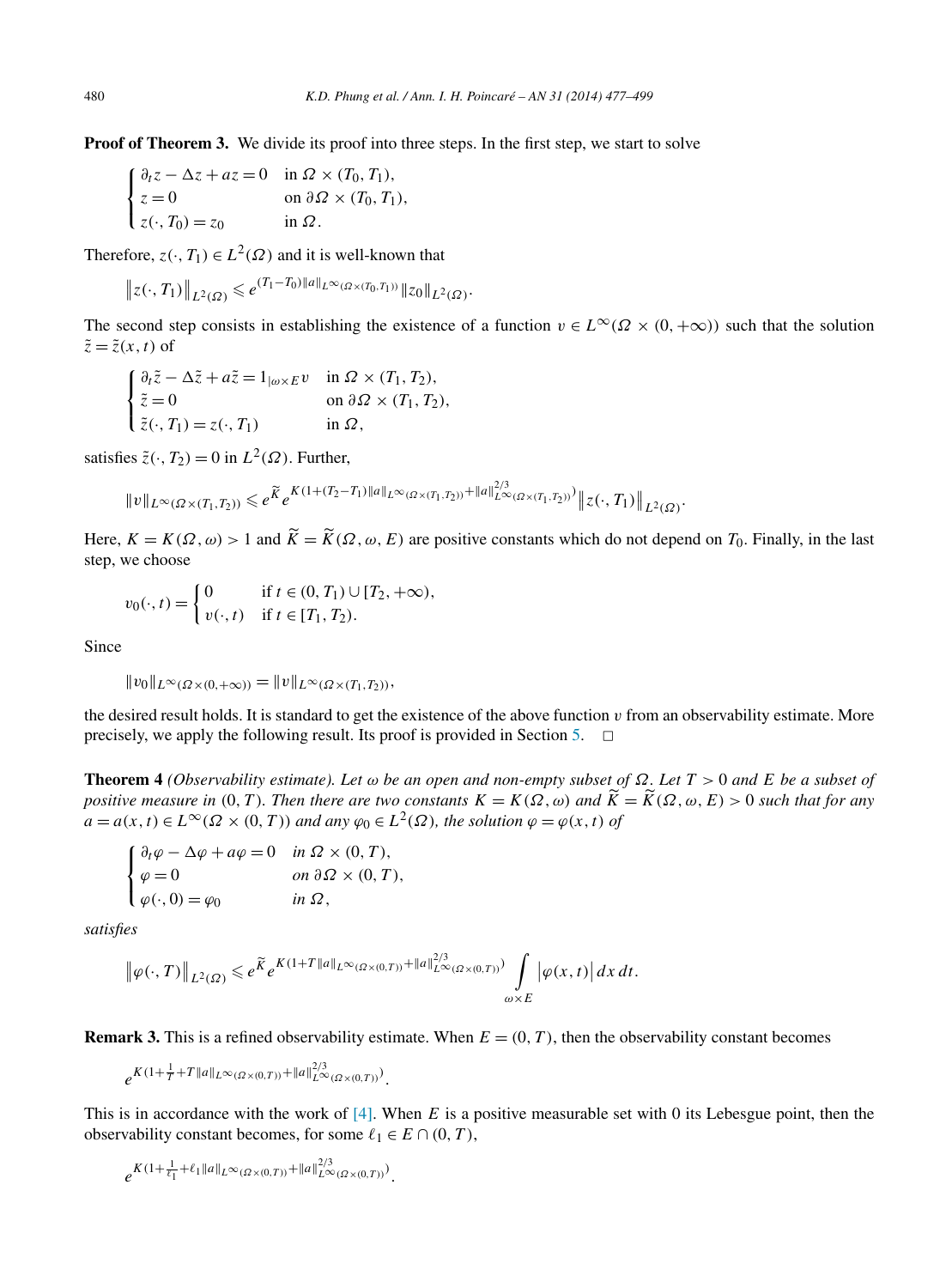**Proof of Theorem 3.** We divide its proof into three steps. In the first step, we start to solve

$$
\begin{cases}
\partial_t z - \Delta z + az = 0 & \text{in } \Omega \times (T_0, T_1),\\
z = 0 & \text{on } \partial\Omega \times (T_0, T_1),\\
z(\cdot, T_0) = z_0 & \text{in } \Omega.
\end{cases}
$$

Therefore, $z(\cdot, T_1) \in L^2(\Omega)$ and it is well-known that

$$
\left\| z(\cdot, T_1) \right\|_{L^2(\Omega)} \leqslant e^{(T_1 - T_0)\|a\|_{L^\infty(\Omega \times (T_0, T_1))}} \|z_0\|_{L^2(\Omega)}.
$$

The second step consists in establishing the existence of a function $v \in L^\infty(\Omega \times (0, +\infty))$ such that the solution $\tilde{z} = \tilde{z}(x, t)$ of

$$
\begin{cases}
\partial_t \tilde{z} - \Delta \tilde{z} + a\tilde{z} = 1_{|\omega \times E} v & \text{in } \Omega \times (T_1, T_2),\\
\tilde{z} = 0 & \text{on } \partial\Omega \times (T_1, T_2),\\
\tilde{z}(\cdot, T_1) = z(\cdot, T_1) & \text{in } \Omega,
\end{cases}
$$

satisfies $\tilde{z}(\cdot, T_2) = 0$ in $L^2(\Omega)$. Further,

$$
\|v\|_{L^\infty(\Omega \times (T_1, T_2))} \leqslant e^{\widetilde{K}} e^{K(1 + (T_2 - T_1)\|a\|_{L^\infty(\Omega \times (T_1, T_2))} + \|a\|^{2/3}_{L^\infty(\Omega \times (T_1, T_2))})} \left\| z(\cdot, T_1) \right\|_{L^2(\Omega)}.
$$

Here, $K = K(\Omega, \omega) > 1$ and $\widetilde{K} = \widetilde{K}(\Omega, \omega, E)$ are positive constants which do not depend on $T_0$. Finally, in the last step, we choose

$$
v_0(\cdot, t) = \begin{cases}
0 & \text{if } t \in (0, T_1) \cup [T_2, +\infty),\\
v(\cdot, t) & \text{if } t \in [T_1, T_2).
\end{cases}
$$

Since

$$
\|v_0\|_{L^\infty(\Omega \times (0, +\infty))} = \|v\|_{L^\infty(\Omega \times (T_1, T_2))},
$$

the desired result holds. It is standard to get the existence of the above function $v$ from an observability estimate. More precisely, we apply the following result. Its proof is provided in Section 5. $\square$

**Theorem 4** *(Observability estimate). Let $\omega$ be an open and non-empty subset of $\Omega$. Let $T > 0$ and $E$ be a subset of positive measure in $(0, T)$. Then there are two constants $K = K(\Omega, \omega)$ and $\widetilde{K} = \widetilde{K}(\Omega, \omega, E) > 0$ such that for any $a = a(x, t) \in L^\infty(\Omega \times (0, T))$ and any $\varphi_0 \in L^2(\Omega)$, the solution $\varphi = \varphi(x, t)$ of*

$$
\begin{cases}
\partial_t \varphi - \Delta \varphi + a\varphi = 0 & \text{in } \Omega \times (0, T),\\
\varphi = 0 & \text{on } \partial\Omega \times (0, T),\\
\varphi(\cdot, 0) = \varphi_0 & \text{in } \Omega,
\end{cases}
$$

*satisfies*

$$
\left\| \varphi(\cdot, T) \right\|_{L^2(\Omega)} \leqslant e^{\widetilde{K}} e^{K(1 + T\|a\|_{L^\infty(\Omega \times (0, T))} + \|a\|^{2/3}_{L^\infty(\Omega \times (0, T))})} \int_{\omega \times E} \left| \varphi(x, t) \right| dx\, dt.
$$

**Remark 3.** This is a refined observability estimate. When $E = (0, T)$, then the observability constant becomes

$$
e^{K(1 + \frac{1}{T} + T\|a\|_{L^\infty(\Omega \times (0, T))} + \|a\|^{2/3}_{L^\infty(\Omega \times (0, T))})}.
$$

This is in accordance with the work of [4]. When $E$ is a positive measurable set with 0 its Lebesgue point, then the observability constant becomes, for some $\ell_1 \in E \cap (0, T)$,

$$
e^{K(1 + \frac{1}{\ell_1} + \ell_1\|a\|_{L^\infty(\Omega \times (0, T))} + \|a\|^{2/3}_{L^\infty(\Omega \times (0, T))})}.
$$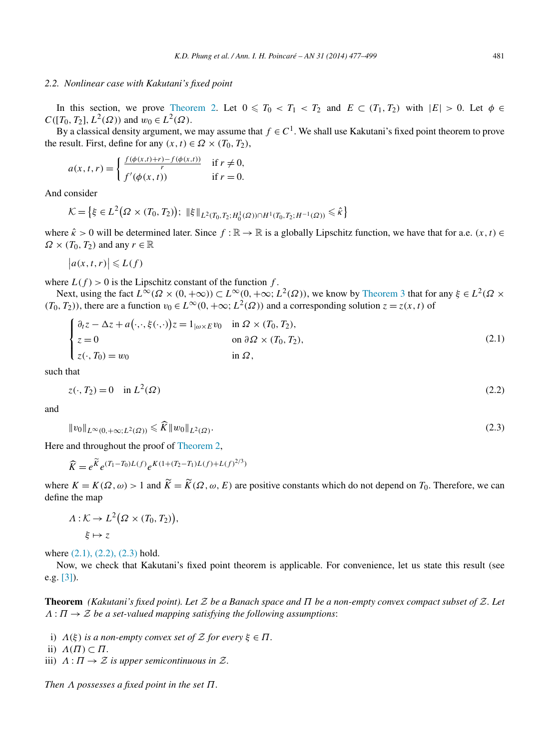### 2.2. Nonlinear case with Kakutani's fixed point

In this section, we prove Theorem 2. Let $0 \leqslant T_0 < T_1 < T_2$ and $E \subset (T_1, T_2)$ with $|E| > 0$. Let $\phi \in C([T_0, T_2], L^2(\Omega))$ and $w_0 \in L^2(\Omega)$.

By a classical density argument, we may assume that $f \in C^1$. We shall use Kakutani's fixed point theorem to prove the result. First, define for any $(x, t) \in \Omega \times (T_0, T_2)$,

$$a(x,t,r) = \begin{cases} \frac{f(\phi(x,t)+r) - f(\phi(x,t))}{r} & \text{if } r \neq 0, \\ f'(\phi(x,t)) & \text{if } r = 0. \end{cases}$$

And consider

$$\mathcal{K} = \left\{ \xi \in L^2\big(\Omega \times (T_0, T_2)\big);\ \|\xi\|_{L^2(T_0,T_2;H_0^1(\Omega)) \cap H^1(T_0,T_2;H^{-1}(\Omega))} \leqslant \hat{\kappa} \right\}$$

where $\hat{\kappa} > 0$ will be determined later. Since $f : \mathbb{R} \to \mathbb{R}$ is a globally Lipschitz function, we have that for a.e. $(x,t) \in \Omega \times (T_0, T_2)$ and any $r \in \mathbb{R}$

$$\big|a(x,t,r)\big| \leqslant L(f)$$

where $L(f) > 0$ is the Lipschitz constant of the function $f$.

Next, using the fact $L^\infty(\Omega \times (0, +\infty)) \subset L^\infty(0, +\infty; L^2(\Omega))$, we know by Theorem 3 that for any $\xi \in L^2(\Omega \times (T_0, T_2))$, there are a function $v_0 \in L^\infty(0, +\infty; L^2(\Omega))$ and a corresponding solution $z = z(x,t)$ of

$$\begin{cases} \partial_t z - \Delta z + a\big(\cdot,\cdot,\xi(\cdot,\cdot)\big) z = 1_{|\omega \times E} v_0 & \text{in } \Omega \times (T_0, T_2), \\ z = 0 & \text{on } \partial\Omega \times (T_0, T_2), \\ z(\cdot, T_0) = w_0 & \text{in } \Omega, \end{cases} \tag{2.1}$$

such that

$$z(\cdot, T_2) = 0 \quad \text{in } L^2(\Omega) \tag{2.2}$$

and

$$\|v_0\|_{L^\infty(0,+\infty;L^2(\Omega))} \leqslant \widehat{K} \|w_0\|_{L^2(\Omega)}. \tag{2.3}$$

Here and throughout the proof of Theorem 2,

$$\widehat{K} = e^{\widetilde{K}} e^{(T_1 - T_0)L(f)} e^{K(1 + (T_2 - T_1)L(f) + L(f)^{2/3})}$$

where $K = K(\Omega, \omega) > 1$ and $\widetilde{K} = \widetilde{K}(\Omega, \omega, E)$ are positive constants which do not depend on $T_0$. Therefore, we can define the map

$$\Lambda : \mathcal{K} \to L^2\big(\Omega \times (T_0, T_2)\big),$$
$$\xi \mapsto z$$

where (2.1), (2.2), (2.3) hold.

Now, we check that Kakutani's fixed point theorem is applicable. For convenience, let us state this result (see e.g. [3]).

**Theorem** *(Kakutani's fixed point). Let $\mathcal{Z}$ be a Banach space and $\Pi$ be a non-empty convex compact subset of $\mathcal{Z}$. Let $\Lambda : \Pi \to \mathcal{Z}$ be a set-valued mapping satisfying the following assumptions:*

i) *$\Lambda(\xi)$ is a non-empty convex set of $\mathcal{Z}$ for every $\xi \in \Pi$.*
ii) *$\Lambda(\Pi) \subset \Pi$.*
iii) *$\Lambda : \Pi \to \mathcal{Z}$ is upper semicontinuous in $\mathcal{Z}$.*

*Then $\Lambda$ possesses a fixed point in the set $\Pi$.*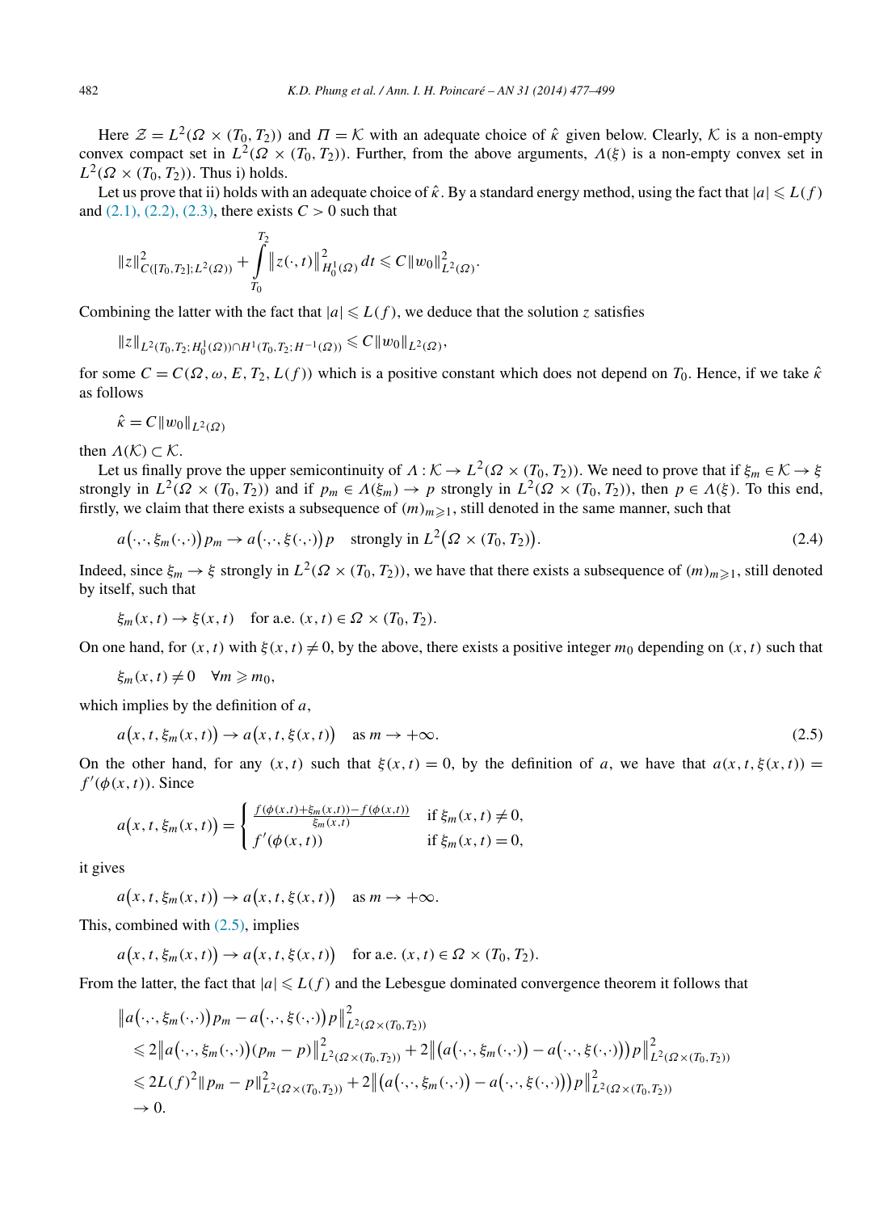Here $\mathcal{Z} = L^2(\Omega \times (T_0, T_2))$ and $\Pi = \mathcal{K}$ with an adequate choice of $\hat{\kappa}$ given below. Clearly, $\mathcal{K}$ is a non-empty convex compact set in $L^2(\Omega \times (T_0, T_2))$. Further, from the above arguments, $\Lambda(\xi)$ is a non-empty convex set in $L^2(\Omega \times (T_0, T_2))$. Thus i) holds.

Let us prove that ii) holds with an adequate choice of $\hat{\kappa}$. By a standard energy method, using the fact that $|a| \leqslant L(f)$ and (2.1), (2.2), (2.3), there exists $C > 0$ such that

$$\|z\|^2_{C([T_0,T_2];L^2(\Omega))} + \int_{T_0}^{T_2} \|z(\cdot,t)\|^2_{H_0^1(\Omega)}\,dt \leqslant C\|w_0\|^2_{L^2(\Omega)}.$$

Combining the latter with the fact that $|a| \leqslant L(f)$, we deduce that the solution $z$ satisfies

$$\|z\|_{L^2(T_0,T_2;H_0^1(\Omega)) \cap H^1(T_0,T_2;H^{-1}(\Omega))} \leqslant C\|w_0\|_{L^2(\Omega)},$$

for some $C = C(\Omega, \omega, E, T_2, L(f))$ which is a positive constant which does not depend on $T_0$. Hence, if we take $\hat{\kappa}$ as follows

$$\hat{\kappa} = C\|w_0\|_{L^2(\Omega)}$$

then $\Lambda(\mathcal{K}) \subset \mathcal{K}$.

Let us finally prove the upper semicontinuity of $\Lambda : \mathcal{K} \to L^2(\Omega \times (T_0, T_2))$. We need to prove that if $\xi_m \in \mathcal{K} \to \xi$ strongly in $L^2(\Omega \times (T_0, T_2))$ and if $p_m \in \Lambda(\xi_m) \to p$ strongly in $L^2(\Omega \times (T_0, T_2))$, then $p \in \Lambda(\xi)$. To this end, firstly, we claim that there exists a subsequence of $(m)_{m\geqslant 1}$, still denoted in the same manner, such that

$$a\big(\cdot,\cdot,\xi_m(\cdot,\cdot)\big)p_m \to a\big(\cdot,\cdot,\xi(\cdot,\cdot)\big)p \quad \text{strongly in } L^2\big(\Omega \times (T_0,T_2)\big). \tag{2.4}$$

Indeed, since $\xi_m \to \xi$ strongly in $L^2(\Omega \times (T_0, T_2))$, we have that there exists a subsequence of $(m)_{m\geqslant 1}$, still denoted by itself, such that

$$\xi_m(x,t) \to \xi(x,t) \quad \text{for a.e. } (x,t) \in \Omega \times (T_0,T_2).$$

On one hand, for $(x,t)$ with $\xi(x,t) \neq 0$, by the above, there exists a positive integer $m_0$ depending on $(x,t)$ such that

$$\xi_m(x,t) \neq 0 \quad \forall m \geqslant m_0,$$

which implies by the definition of $a$,

$$a\big(x,t,\xi_m(x,t)\big) \to a\big(x,t,\xi(x,t)\big) \quad \text{as } m \to +\infty. \tag{2.5}$$

On the other hand, for any $(x,t)$ such that $\xi(x,t) = 0$, by the definition of $a$, we have that $a(x,t,\xi(x,t)) = f'(\phi(x,t))$. Since

$$a\big(x,t,\xi_m(x,t)\big) = \begin{cases} \frac{f(\phi(x,t)+\xi_m(x,t)) - f(\phi(x,t))}{\xi_m(x,t)} & \text{if } \xi_m(x,t) \neq 0, \\ f'(\phi(x,t)) & \text{if } \xi_m(x,t) = 0, \end{cases}$$

it gives

$$a\big(x,t,\xi_m(x,t)\big) \to a\big(x,t,\xi(x,t)\big) \quad \text{as } m \to +\infty.$$

This, combined with (2.5), implies

$$a\big(x,t,\xi_m(x,t)\big) \to a\big(x,t,\xi(x,t)\big) \quad \text{for a.e. } (x,t) \in \Omega \times (T_0,T_2).$$

From the latter, the fact that $|a| \leqslant L(f)$ and the Lebesgue dominated convergence theorem it follows that

$$\begin{aligned}
&\big\|a\big(\cdot,\cdot,\xi_m(\cdot,\cdot)\big)p_m - a\big(\cdot,\cdot,\xi(\cdot,\cdot)\big)p\big\|^2_{L^2(\Omega\times(T_0,T_2))} \\
&\leqslant 2\big\|a\big(\cdot,\cdot,\xi_m(\cdot,\cdot)\big)(p_m - p)\big\|^2_{L^2(\Omega\times(T_0,T_2))} + 2\big\|\big(a\big(\cdot,\cdot,\xi_m(\cdot,\cdot)\big) - a\big(\cdot,\cdot,\xi(\cdot,\cdot)\big)\big)p\big\|^2_{L^2(\Omega\times(T_0,T_2))} \\
&\leqslant 2L(f)^2\|p_m - p\|^2_{L^2(\Omega\times(T_0,T_2))} + 2\big\|\big(a\big(\cdot,\cdot,\xi_m(\cdot,\cdot)\big) - a\big(\cdot,\cdot,\xi(\cdot,\cdot)\big)\big)p\big\|^2_{L^2(\Omega\times(T_0,T_2))} \\
&\to 0.
\end{aligned}$$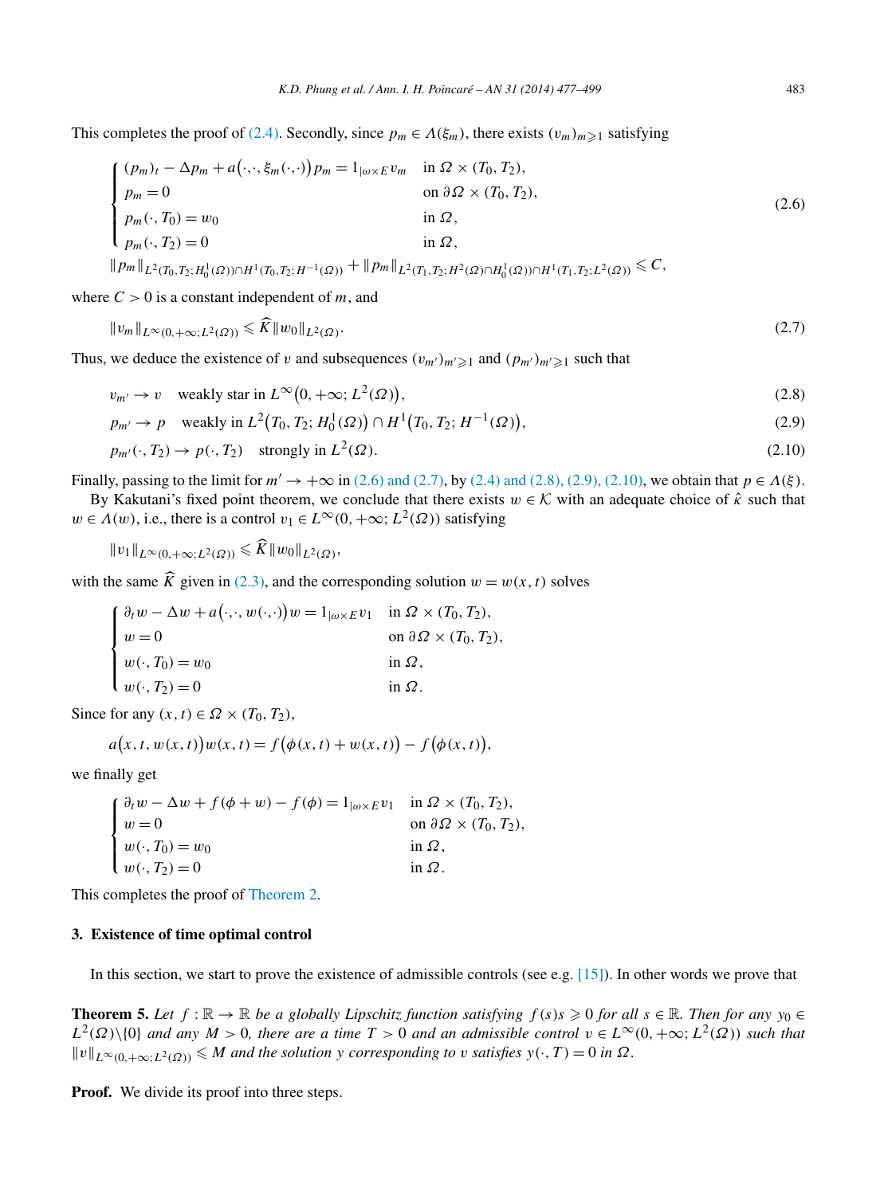This completes the proof of (2.4). Secondly, since $p_m \in \Lambda(\xi_m)$, there exists $(v_m)_{m\geqslant 1}$ satisfying

$$
\begin{cases}
(p_m)_t - \Delta p_m + a(\cdot,\cdot,\xi_m(\cdot,\cdot))p_m = 1_{|\omega\times E} v_m & \text{in } \Omega\times(T_0,T_2),\\
p_m = 0 & \text{on } \partial\Omega\times(T_0,T_2),\\
p_m(\cdot,T_0) = w_0 & \text{in } \Omega,\\
p_m(\cdot,T_2) = 0 & \text{in } \Omega,
\end{cases}
\tag{2.6}
$$
$$
\|p_m\|_{L^2(T_0,T_2;H_0^1(\Omega))\cap H^1(T_0,T_2;H^{-1}(\Omega))} + \|p_m\|_{L^2(T_1,T_2;H^2(\Omega)\cap H_0^1(\Omega))\cap H^1(T_1,T_2;L^2(\Omega))} \leqslant C,
$$

where $C>0$ is a constant independent of $m$, and

$$
\|v_m\|_{L^\infty(0,+\infty;L^2(\Omega))} \leqslant \widehat{K}\|w_0\|_{L^2(\Omega)}. \tag{2.7}
$$

Thus, we deduce the existence of $v$ and subsequences $(v_{m'})_{m'\geqslant 1}$ and $(p_{m'})_{m'\geqslant 1}$ such that

$$
v_{m'} \to v \quad \text{weakly star in } L^\infty\big(0,+\infty;L^2(\Omega)\big), \tag{2.8}
$$
$$
p_{m'} \to p \quad \text{weakly in } L^2\big(T_0,T_2;H_0^1(\Omega)\big)\cap H^1\big(T_0,T_2;H^{-1}(\Omega)\big), \tag{2.9}
$$
$$
p_{m'}(\cdot,T_2) \to p(\cdot,T_2) \quad \text{strongly in } L^2(\Omega). \tag{2.10}
$$

Finally, passing to the limit for $m'\to+\infty$ in (2.6) and (2.7), by (2.4) and (2.8), (2.9), (2.10), we obtain that $p\in\Lambda(\xi)$.

By Kakutani's fixed point theorem, we conclude that there exists $w\in\mathcal{K}$ with an adequate choice of $\hat{\kappa}$ such that $w\in\Lambda(w)$, i.e., there is a control $v_1\in L^\infty(0,+\infty;L^2(\Omega))$ satisfying

$$
\|v_1\|_{L^\infty(0,+\infty;L^2(\Omega))} \leqslant \widehat{K}\|w_0\|_{L^2(\Omega)},
$$

with the same $\widehat{K}$ given in (2.3), and the corresponding solution $w=w(x,t)$ solves

$$
\begin{cases}
\partial_t w - \Delta w + a(\cdot,\cdot,w(\cdot,\cdot))w = 1_{|\omega\times E} v_1 & \text{in } \Omega\times(T_0,T_2),\\
w = 0 & \text{on } \partial\Omega\times(T_0,T_2),\\
w(\cdot,T_0) = w_0 & \text{in } \Omega,\\
w(\cdot,T_2) = 0 & \text{in } \Omega.
\end{cases}
$$

Since for any $(x,t)\in\Omega\times(T_0,T_2)$,

$$
a(x,t,w(x,t))w(x,t) = f\big(\phi(x,t)+w(x,t)\big) - f\big(\phi(x,t)\big),
$$

we finally get

$$
\begin{cases}
\partial_t w - \Delta w + f(\phi+w) - f(\phi) = 1_{|\omega\times E} v_1 & \text{in } \Omega\times(T_0,T_2),\\
w = 0 & \text{on } \partial\Omega\times(T_0,T_2),\\
w(\cdot,T_0) = w_0 & \text{in } \Omega,\\
w(\cdot,T_2) = 0 & \text{in } \Omega.
\end{cases}
$$

This completes the proof of Theorem 2.

## 3. Existence of time optimal control

In this section, we start to prove the existence of admissible controls (see e.g. [15]). In other words we prove that

**Theorem 5.** *Let $f:\mathbb{R}\to\mathbb{R}$ be a globally Lipschitz function satisfying $f(s)s\geqslant 0$ for all $s\in\mathbb{R}$. Then for any $y_0\in L^2(\Omega)\backslash\{0\}$ and any $M>0$, there are a time $T>0$ and an admissible control $v\in L^\infty(0,+\infty;L^2(\Omega))$ such that $\|v\|_{L^\infty(0,+\infty;L^2(\Omega))}\leqslant M$ and the solution $y$ corresponding to $v$ satisfies $y(\cdot,T)=0$ in $\Omega$.*

**Proof.** We divide its proof into three steps.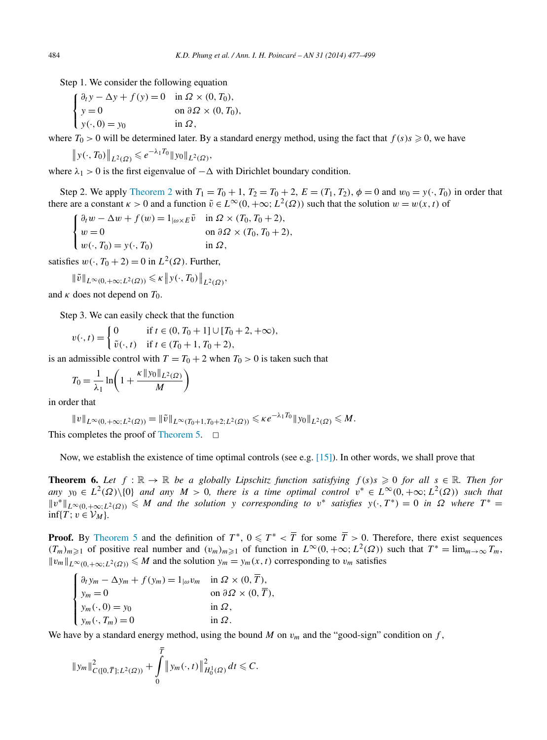Step 1. We consider the following equation

$$\begin{cases} \partial_t y - \Delta y + f(y) = 0 & \text{in } \Omega \times (0, T_0), \\ y = 0 & \text{on } \partial\Omega \times (0, T_0), \\ y(\cdot, 0) = y_0 & \text{in } \Omega, \end{cases}$$

where $T_0 > 0$ will be determined later. By a standard energy method, using the fact that $f(s)s \geqslant 0$, we have

$$\|y(\cdot, T_0)\|_{L^2(\Omega)} \leqslant e^{-\lambda_1 T_0} \|y_0\|_{L^2(\Omega)},$$

where $\lambda_1 > 0$ is the first eigenvalue of $-\Delta$ with Dirichlet boundary condition.

Step 2. We apply Theorem 2 with $T_1 = T_0 + 1$, $T_2 = T_0 + 2$, $E = (T_1, T_2)$, $\phi = 0$ and $w_0 = y(\cdot, T_0)$ in order that there are a constant $\kappa > 0$ and a function $\tilde{v} \in L^\infty(0, +\infty; L^2(\Omega))$ such that the solution $w = w(x, t)$ of

$$\begin{cases} \partial_t w - \Delta w + f(w) = 1_{|\omega \times E} \tilde{v} & \text{in } \Omega \times (T_0, T_0 + 2), \\ w = 0 & \text{on } \partial\Omega \times (T_0, T_0 + 2), \\ w(\cdot, T_0) = y(\cdot, T_0) & \text{in } \Omega, \end{cases}$$

satisfies $w(\cdot, T_0 + 2) = 0$ in $L^2(\Omega)$. Further,

$$\|\tilde{v}\|_{L^\infty(0,+\infty;L^2(\Omega))} \leqslant \kappa \|y(\cdot, T_0)\|_{L^2(\Omega)},$$

and $\kappa$ does not depend on $T_0$.

Step 3. We can easily check that the function

$$v(\cdot, t) = \begin{cases} 0 & \text{if } t \in (0, T_0 + 1] \cup [T_0 + 2, +\infty), \\ \tilde{v}(\cdot, t) & \text{if } t \in (T_0 + 1, T_0 + 2), \end{cases}$$

is an admissible control with $T = T_0 + 2$ when $T_0 > 0$ is taken such that

$$T_0 = \frac{1}{\lambda_1} \ln\left(1 + \frac{\kappa \|y_0\|_{L^2(\Omega)}}{M}\right)$$

in order that

$$\|v\|_{L^\infty(0,+\infty;L^2(\Omega))} = \|\tilde{v}\|_{L^\infty(T_0+1,T_0+2;L^2(\Omega))} \leqslant \kappa e^{-\lambda_1 T_0} \|y_0\|_{L^2(\Omega)} \leqslant M.$$

This completes the proof of Theorem 5. □

Now, we establish the existence of time optimal controls (see e.g. [15]). In other words, we shall prove that

**Theorem 6.** *Let $f : \mathbb{R} \to \mathbb{R}$ be a globally Lipschitz function satisfying $f(s)s \geqslant 0$ for all $s \in \mathbb{R}$. Then for any $y_0 \in L^2(\Omega) \backslash \{0\}$ and any $M > 0$, there is a time optimal control $v^* \in L^\infty(0, +\infty; L^2(\Omega))$ such that $\|v^*\|_{L^\infty(0,+\infty;L^2(\Omega))} \leqslant M$ and the solution $y$ corresponding to $v^*$ satisfies $y(\cdot, T^*) = 0$ in $\Omega$ where $T^* = \inf\{T; v \in \mathcal{V}_M\}$.*

**Proof.** By Theorem 5 and the definition of $T^*$, $0 \leqslant T^* < \overline{T}$ for some $\overline{T} > 0$. Therefore, there exist sequences $(T_m)_{m\geqslant 1}$ of positive real number and $(v_m)_{m\geqslant 1}$ of function in $L^\infty(0, +\infty; L^2(\Omega))$ such that $T^* = \lim_{m\to\infty} T_m$, $\|v_m\|_{L^\infty(0,+\infty;L^2(\Omega))} \leqslant M$ and the solution $y_m = y_m(x, t)$ corresponding to $v_m$ satisfies

$$\begin{cases} \partial_t y_m - \Delta y_m + f(y_m) = 1_{|\omega} v_m & \text{in } \Omega \times (0, \overline{T}), \\ y_m = 0 & \text{on } \partial\Omega \times (0, \overline{T}), \\ y_m(\cdot, 0) = y_0 & \text{in } \Omega, \\ y_m(\cdot, T_m) = 0 & \text{in } \Omega. \end{cases}$$

We have by a standard energy method, using the bound $M$ on $v_m$ and the "good-sign" condition on $f$,

$$\|y_m\|^2_{C([0,\overline{T}];L^2(\Omega))} + \int_0^{\overline{T}} \|y_m(\cdot, t)\|^2_{H_0^1(\Omega)} \, dt \leqslant C.$$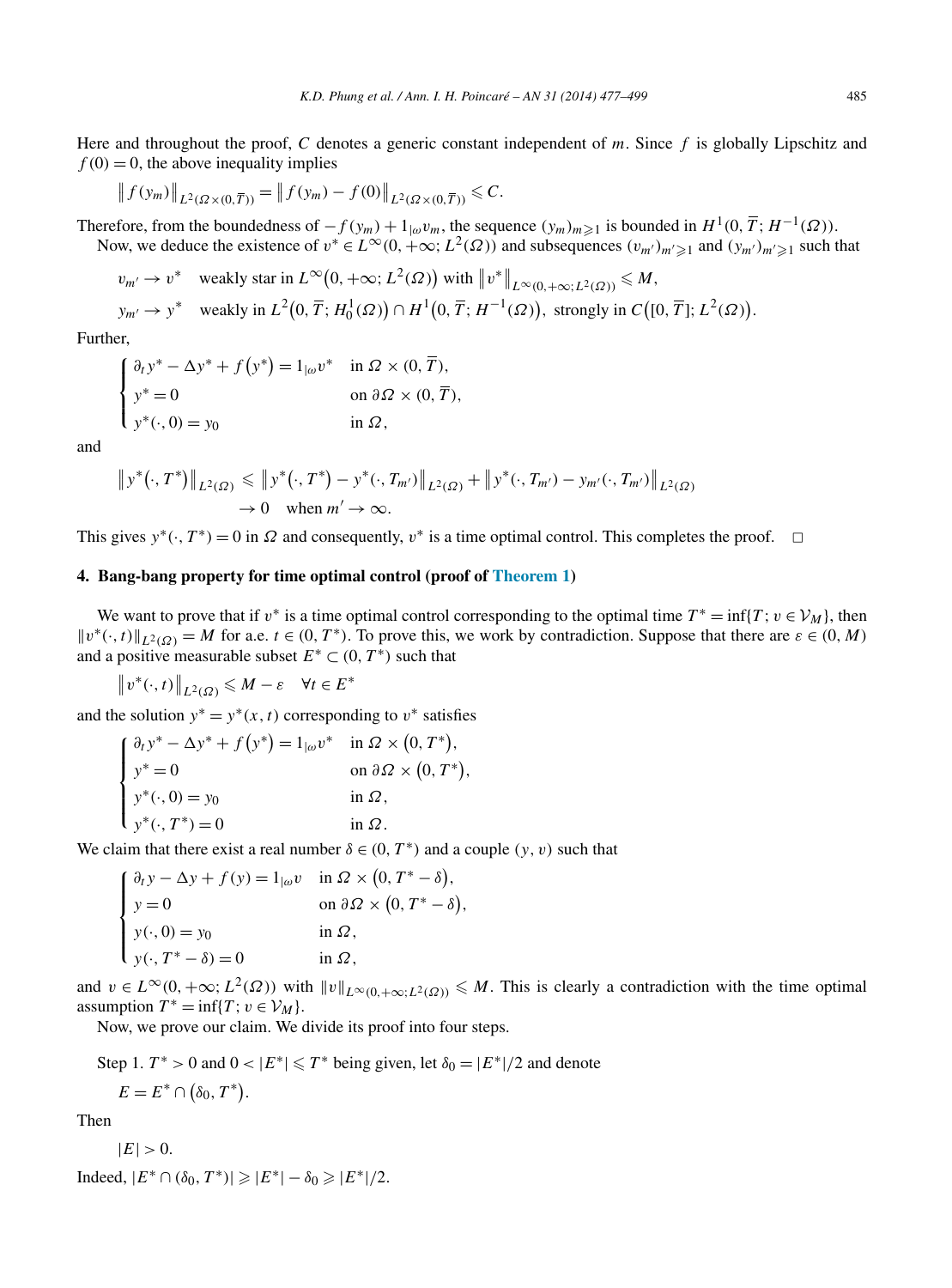Here and throughout the proof, $C$ denotes a generic constant independent of $m$. Since $f$ is globally Lipschitz and $f(0) = 0$, the above inequality implies

$$\|f(y_m)\|_{L^2(\Omega\times(0,\overline{T}))} = \|f(y_m) - f(0)\|_{L^2(\Omega\times(0,\overline{T}))} \leqslant C.$$

Therefore, from the boundedness of $-f(y_m) + 1_{|\omega} v_m$, the sequence $(y_m)_{m\geqslant 1}$ is bounded in $H^1(0, \overline{T}; H^{-1}(\Omega))$.

Now, we deduce the existence of $v^* \in L^\infty(0, +\infty; L^2(\Omega))$ and subsequences $(v_{m'})_{m'\geqslant 1}$ and $(y_{m'})_{m'\geqslant 1}$ such that

$$v_{m'} \to v^* \quad \text{weakly star in } L^\infty\big(0, +\infty; L^2(\Omega)\big) \text{ with } \|v^*\|_{L^\infty(0,+\infty;L^2(\Omega))} \leqslant M,$$

$$y_{m'} \to y^* \quad \text{weakly in } L^2\big(0, \overline{T}; H_0^1(\Omega)\big) \cap H^1\big(0, \overline{T}; H^{-1}(\Omega)\big), \text{ strongly in } C\big([0, \overline{T}]; L^2(\Omega)\big).$$

Further,

$$\begin{cases} \partial_t y^* - \Delta y^* + f\big(y^*\big) = 1_{|\omega} v^* & \text{in } \Omega \times (0, \overline{T}), \\ y^* = 0 & \text{on } \partial\Omega \times (0, \overline{T}), \\ y^*(\cdot, 0) = y_0 & \text{in } \Omega, \end{cases}$$

and

$$\begin{aligned} \big\|y^*\big(\cdot, T^*\big)\big\|_{L^2(\Omega)} &\leqslant \big\|y^*\big(\cdot, T^*\big) - y^*(\cdot, T_{m'})\big\|_{L^2(\Omega)} + \big\|y^*(\cdot, T_{m'}) - y_{m'}(\cdot, T_{m'})\big\|_{L^2(\Omega)} \\ &\to 0 \quad \text{when } m' \to \infty. \end{aligned}$$

This gives $y^*(\cdot, T^*) = 0$ in $\Omega$ and consequently, $v^*$ is a time optimal control. This completes the proof. $\square$

## 4. Bang-bang property for time optimal control (proof of Theorem 1)

We want to prove that if $v^*$ is a time optimal control corresponding to the optimal time $T^* = \inf\{T; v \in \mathcal{V}_M\}$, then $\|v^*(\cdot, t)\|_{L^2(\Omega)} = M$ for a.e. $t \in (0, T^*)$. To prove this, we work by contradiction. Suppose that there are $\varepsilon \in (0, M)$ and a positive measurable subset $E^* \subset (0, T^*)$ such that

$$\big\|v^*(\cdot, t)\big\|_{L^2(\Omega)} \leqslant M - \varepsilon \quad \forall t \in E^*$$

and the solution $y^* = y^*(x, t)$ corresponding to $v^*$ satisfies

$$\begin{cases} \partial_t y^* - \Delta y^* + f\big(y^*\big) = 1_{|\omega} v^* & \text{in } \Omega \times \big(0, T^*\big), \\ y^* = 0 & \text{on } \partial\Omega \times \big(0, T^*\big), \\ y^*(\cdot, 0) = y_0 & \text{in } \Omega, \\ y^*(\cdot, T^*) = 0 & \text{in } \Omega. \end{cases}$$

We claim that there exist a real number $\delta \in (0, T^*)$ and a couple $(y, v)$ such that

$$\begin{cases} \partial_t y - \Delta y + f(y) = 1_{|\omega} v & \text{in } \Omega \times \big(0, T^* - \delta\big), \\ y = 0 & \text{on } \partial\Omega \times \big(0, T^* - \delta\big), \\ y(\cdot, 0) = y_0 & \text{in } \Omega, \\ y(\cdot, T^* - \delta) = 0 & \text{in } \Omega, \end{cases}$$

and $v \in L^\infty(0, +\infty; L^2(\Omega))$ with $\|v\|_{L^\infty(0,+\infty;L^2(\Omega))} \leqslant M$. This is clearly a contradiction with the time optimal assumption $T^* = \inf\{T; v \in \mathcal{V}_M\}$.

Now, we prove our claim. We divide its proof into four steps.

Step 1. $T^* > 0$ and $0 < |E^*| \leqslant T^*$ being given, let $\delta_0 = |E^*|/2$ and denote

$$E = E^* \cap \big(\delta_0, T^*\big).$$

Then

$$|E| > 0.$$

Indeed, $|E^* \cap (\delta_0, T^*)| \geqslant |E^*| - \delta_0 \geqslant |E^*|/2$.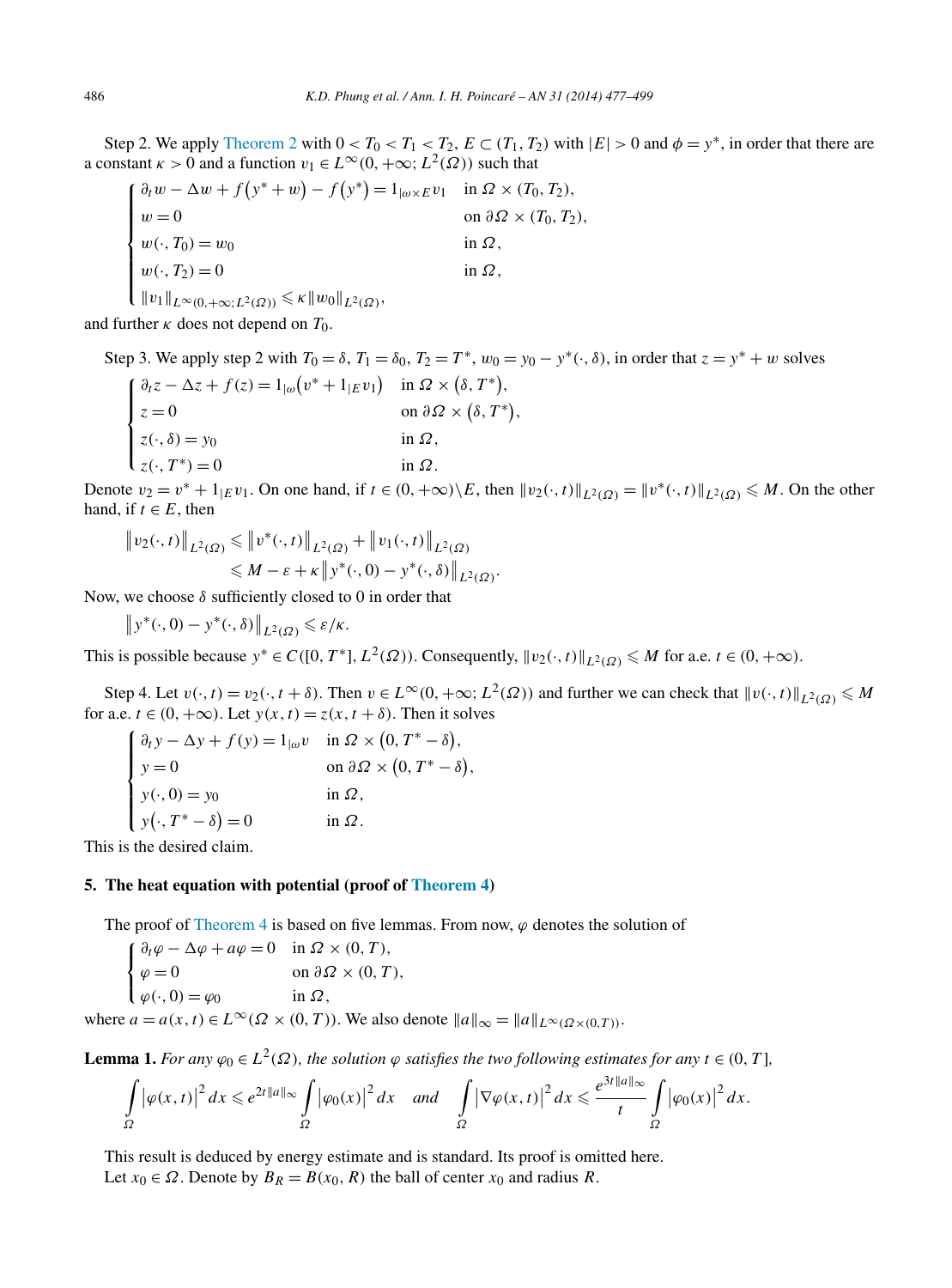Step 2. We apply Theorem 2 with $0 < T_0 < T_1 < T_2$, $E \subset (T_1, T_2)$ with $|E| > 0$ and $\phi = y^*$, in order that there are a constant $\kappa > 0$ and a function $v_1 \in L^\infty(0, +\infty; L^2(\Omega))$ such that

$$
\begin{cases}
\partial_t w - \Delta w + f\big(y^* + w\big) - f\big(y^*\big) = 1_{|\omega \times E} v_1 & \text{in } \Omega \times (T_0, T_2),\\
w = 0 & \text{on } \partial\Omega \times (T_0, T_2),\\
w(\cdot, T_0) = w_0 & \text{in } \Omega,\\
w(\cdot, T_2) = 0 & \text{in } \Omega,\\
\|v_1\|_{L^\infty(0,+\infty; L^2(\Omega))} \leqslant \kappa \|w_0\|_{L^2(\Omega)},
\end{cases}
$$

and further $\kappa$ does not depend on $T_0$.

Step 3. We apply step 2 with $T_0 = \delta$, $T_1 = \delta_0$, $T_2 = T^*$, $w_0 = y_0 - y^*(\cdot, \delta)$, in order that $z = y^* + w$ solves

$$
\begin{cases}
\partial_t z - \Delta z + f(z) = 1_{|\omega}\big(v^* + 1_{|E} v_1\big) & \text{in } \Omega \times \big(\delta, T^*\big),\\
z = 0 & \text{on } \partial\Omega \times \big(\delta, T^*\big),\\
z(\cdot, \delta) = y_0 & \text{in } \Omega,\\
z(\cdot, T^*) = 0 & \text{in } \Omega.
\end{cases}
$$

Denote $v_2 = v^* + 1_{|E} v_1$. On one hand, if $t \in (0, +\infty)\backslash E$, then $\|v_2(\cdot, t)\|_{L^2(\Omega)} = \|v^*(\cdot, t)\|_{L^2(\Omega)} \leqslant M$. On the other hand, if $t \in E$, then

$$
\begin{aligned}
\big\|v_2(\cdot, t)\big\|_{L^2(\Omega)} &\leqslant \big\|v^*(\cdot, t)\big\|_{L^2(\Omega)} + \big\|v_1(\cdot, t)\big\|_{L^2(\Omega)}\\
&\leqslant M - \varepsilon + \kappa \big\|y^*(\cdot, 0) - y^*(\cdot, \delta)\big\|_{L^2(\Omega)}.
\end{aligned}
$$

Now, we choose $\delta$ sufficiently closed to 0 in order that

$$
\big\|y^*(\cdot, 0) - y^*(\cdot, \delta)\big\|_{L^2(\Omega)} \leqslant \varepsilon / \kappa.
$$

This is possible because $y^* \in C([0, T^*], L^2(\Omega))$. Consequently, $\|v_2(\cdot, t)\|_{L^2(\Omega)} \leqslant M$ for a.e. $t \in (0, +\infty)$.

Step 4. Let $v(\cdot, t) = v_2(\cdot, t + \delta)$. Then $v \in L^\infty(0, +\infty; L^2(\Omega))$ and further we can check that $\|v(\cdot, t)\|_{L^2(\Omega)} \leqslant M$ for a.e. $t \in (0, +\infty)$. Let $y(x, t) = z(x, t + \delta)$. Then it solves

$$
\begin{cases}
\partial_t y - \Delta y + f(y) = 1_{|\omega} v & \text{in } \Omega \times \big(0, T^* - \delta\big),\\
y = 0 & \text{on } \partial\Omega \times \big(0, T^* - \delta\big),\\
y(\cdot, 0) = y_0 & \text{in } \Omega,\\
y\big(\cdot, T^* - \delta\big) = 0 & \text{in } \Omega.
\end{cases}
$$

This is the desired claim.

## 5. The heat equation with potential (proof of Theorem 4)

The proof of Theorem 4 is based on five lemmas. From now, $\varphi$ denotes the solution of

$$
\begin{cases}
\partial_t \varphi - \Delta \varphi + a\varphi = 0 & \text{in } \Omega \times (0, T),\\
\varphi = 0 & \text{on } \partial\Omega \times (0, T),\\
\varphi(\cdot, 0) = \varphi_0 & \text{in } \Omega,
\end{cases}
$$

where $a = a(x, t) \in L^\infty(\Omega \times (0, T))$. We also denote $\|a\|_\infty = \|a\|_{L^\infty(\Omega \times (0,T))}$.

**Lemma 1.** *For any $\varphi_0 \in L^2(\Omega)$, the solution $\varphi$ satisfies the two following estimates for any $t \in (0, T]$,*

$$
\int_\Omega \big|\varphi(x, t)\big|^2 dx \leqslant e^{2t\|a\|_\infty} \int_\Omega \big|\varphi_0(x)\big|^2 dx \quad \text{and} \quad \int_\Omega \big|\nabla \varphi(x, t)\big|^2 dx \leqslant \frac{e^{3t\|a\|_\infty}}{t} \int_\Omega \big|\varphi_0(x)\big|^2 dx.
$$

This result is deduced by energy estimate and is standard. Its proof is omitted here.

Let $x_0 \in \Omega$. Denote by $B_R = B(x_0, R)$ the ball of center $x_0$ and radius $R$.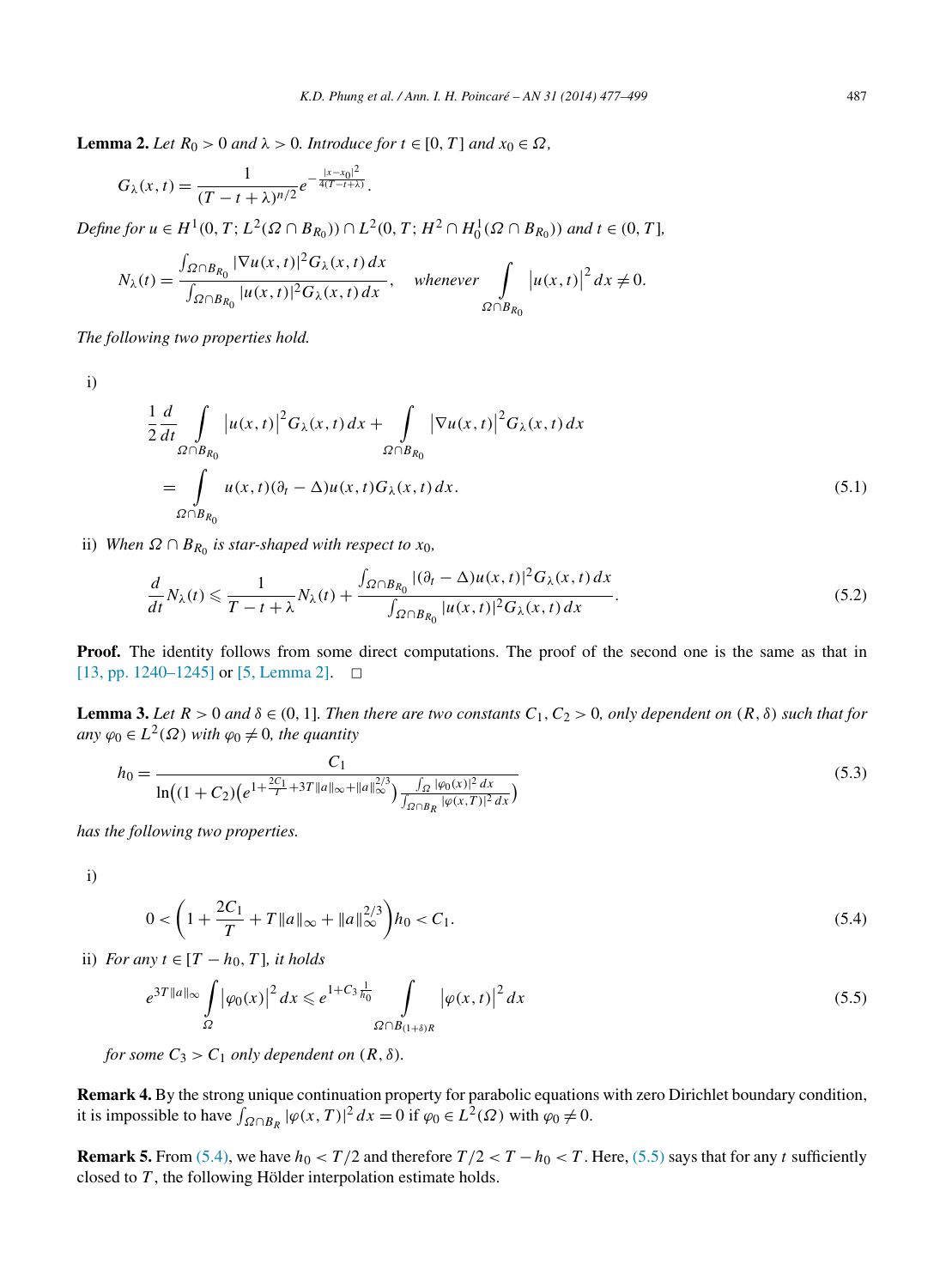**Lemma 2.** *Let $R_0 > 0$ and $\lambda > 0$. Introduce for $t \in [0, T]$ and $x_0 \in \Omega$,*

$$G_\lambda(x,t) = \frac{1}{(T-t+\lambda)^{n/2}} e^{-\frac{|x-x_0|^2}{4(T-t+\lambda)}}.$$

*Define for $u \in H^1(0,T; L^2(\Omega \cap B_{R_0})) \cap L^2(0,T; H^2 \cap H_0^1(\Omega \cap B_{R_0}))$ and $t \in (0,T]$,*

$$N_\lambda(t) = \frac{\int_{\Omega \cap B_{R_0}} |\nabla u(x,t)|^2 G_\lambda(x,t)\,dx}{\int_{\Omega \cap B_{R_0}} |u(x,t)|^2 G_\lambda(x,t)\,dx}, \quad \text{whenever} \int_{\Omega \cap B_{R_0}} \left|u(x,t)\right|^2 dx \neq 0.$$

*The following two properties hold.*

i)

$$\frac{1}{2}\frac{d}{dt}\int_{\Omega \cap B_{R_0}} \left|u(x,t)\right|^2 G_\lambda(x,t)\,dx + \int_{\Omega \cap B_{R_0}} \left|\nabla u(x,t)\right|^2 G_\lambda(x,t)\,dx = \int_{\Omega \cap B_{R_0}} u(x,t)(\partial_t - \Delta)u(x,t) G_\lambda(x,t)\,dx. \tag{5.1}$$

ii) *When $\Omega \cap B_{R_0}$ is star-shaped with respect to $x_0$,*

$$\frac{d}{dt} N_\lambda(t) \leqslant \frac{1}{T-t+\lambda} N_\lambda(t) + \frac{\int_{\Omega \cap B_{R_0}} |(\partial_t - \Delta)u(x,t)|^2 G_\lambda(x,t)\,dx}{\int_{\Omega \cap B_{R_0}} |u(x,t)|^2 G_\lambda(x,t)\,dx}. \tag{5.2}$$

**Proof.** The identity follows from some direct computations. The proof of the second one is the same as that in [13, pp. 1240–1245] or [5, Lemma 2]. $\square$

**Lemma 3.** *Let $R > 0$ and $\delta \in (0,1]$. Then there are two constants $C_1, C_2 > 0$, only dependent on $(R, \delta)$ such that for any $\varphi_0 \in L^2(\Omega)$ with $\varphi_0 \neq 0$, the quantity*

$$h_0 = \frac{C_1}{\ln\left((1+C_2)\left(e^{1+\frac{2C_1}{T}+3T\|a\|_\infty + \|a\|_\infty^{2/3}}\right)\frac{\int_\Omega |\varphi_0(x)|^2\,dx}{\int_{\Omega \cap B_R} |\varphi(x,T)|^2\,dx}\right)} \tag{5.3}$$

*has the following two properties.*

i)

$$0 < \left(1 + \frac{2C_1}{T} + T\|a\|_\infty + \|a\|_\infty^{2/3}\right) h_0 < C_1. \tag{5.4}$$

ii) *For any $t \in [T-h_0, T]$, it holds*

$$e^{3T\|a\|_\infty} \int_\Omega \left|\varphi_0(x)\right|^2 dx \leqslant e^{1+C_3\frac{1}{h_0}} \int_{\Omega \cap B_{(1+\delta)R}} \left|\varphi(x,t)\right|^2 dx \tag{5.5}$$

*for some $C_3 > C_1$ only dependent on $(R, \delta)$.*

**Remark 4.** By the strong unique continuation property for parabolic equations with zero Dirichlet boundary condition, it is impossible to have $\int_{\Omega \cap B_R} |\varphi(x,T)|^2\,dx = 0$ if $\varphi_0 \in L^2(\Omega)$ with $\varphi_0 \neq 0$.

**Remark 5.** From (5.4), we have $h_0 < T/2$ and therefore $T/2 < T - h_0 < T$. Here, (5.5) says that for any $t$ sufficiently closed to $T$, the following Hölder interpolation estimate holds.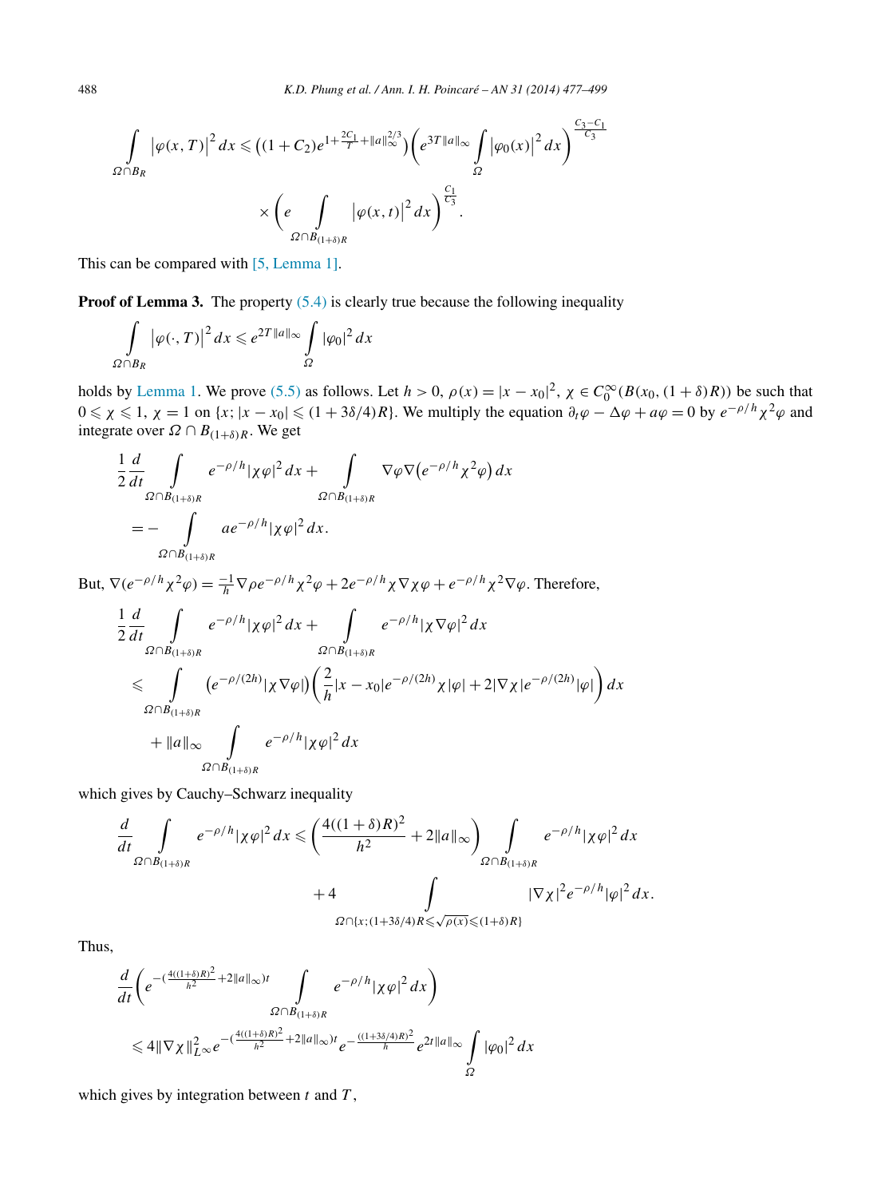$$\int_{\Omega\cap B_R} \left|\varphi(x,T)\right|^2 dx \leqslant \left((1+C_2)e^{1+\frac{2C_1}{T}+\|a\|_\infty^{2/3}}\right)\left(e^{3T\|a\|_\infty}\int_\Omega \left|\varphi_0(x)\right|^2 dx\right)^{\frac{C_3-C_1}{C_3}}$$
$$\times\left(e\int_{\Omega\cap B_{(1+\delta)R}} \left|\varphi(x,t)\right|^2 dx\right)^{\frac{C_1}{C_3}}.$$

This can be compared with [5, Lemma 1].

**Proof of Lemma 3.** The property (5.4) is clearly true because the following inequality

$$\int_{\Omega\cap B_R} \left|\varphi(\cdot,T)\right|^2 dx \leqslant e^{2T\|a\|_\infty}\int_\Omega |\varphi_0|^2 dx$$

holds by Lemma 1. We prove (5.5) as follows. Let $h>0$, $\rho(x)=|x-x_0|^2$, $\chi\in C_0^\infty(B(x_0,(1+\delta)R))$ be such that $0\leqslant\chi\leqslant 1$, $\chi=1$ on $\{x;\,|x-x_0|\leqslant(1+3\delta/4)R\}$. We multiply the equation $\partial_t\varphi-\Delta\varphi+a\varphi=0$ by $e^{-\rho/h}\chi^2\varphi$ and integrate over $\Omega\cap B_{(1+\delta)R}$. We get

$$\frac{1}{2}\frac{d}{dt}\int_{\Omega\cap B_{(1+\delta)R}} e^{-\rho/h}|\chi\varphi|^2 dx + \int_{\Omega\cap B_{(1+\delta)R}} \nabla\varphi\nabla\left(e^{-\rho/h}\chi^2\varphi\right) dx$$
$$= -\int_{\Omega\cap B_{(1+\delta)R}} ae^{-\rho/h}|\chi\varphi|^2 dx.$$

But, $\nabla(e^{-\rho/h}\chi^2\varphi)=\frac{-1}{h}\nabla\rho e^{-\rho/h}\chi^2\varphi+2e^{-\rho/h}\chi\nabla\chi\varphi+e^{-\rho/h}\chi^2\nabla\varphi$. Therefore,

$$\frac{1}{2}\frac{d}{dt}\int_{\Omega\cap B_{(1+\delta)R}} e^{-\rho/h}|\chi\varphi|^2 dx + \int_{\Omega\cap B_{(1+\delta)R}} e^{-\rho/h}|\chi\nabla\varphi|^2 dx$$
$$\leqslant \int_{\Omega\cap B_{(1+\delta)R}} \left(e^{-\rho/(2h)}|\chi\nabla\varphi|\right)\left(\frac{2}{h}|x-x_0|e^{-\rho/(2h)}\chi|\varphi|+2|\nabla\chi|e^{-\rho/(2h)}|\varphi|\right) dx$$
$$+\|a\|_\infty\int_{\Omega\cap B_{(1+\delta)R}} e^{-\rho/h}|\chi\varphi|^2 dx$$

which gives by Cauchy–Schwarz inequality

$$\frac{d}{dt}\int_{\Omega\cap B_{(1+\delta)R}} e^{-\rho/h}|\chi\varphi|^2 dx \leqslant \left(\frac{4((1+\delta)R)^2}{h^2}+2\|a\|_\infty\right)\int_{\Omega\cap B_{(1+\delta)R}} e^{-\rho/h}|\chi\varphi|^2 dx$$
$$+4\int_{\Omega\cap\{x;\,(1+3\delta/4)R\leqslant\sqrt{\rho(x)}\leqslant(1+\delta)R\}} |\nabla\chi|^2 e^{-\rho/h}|\varphi|^2 dx.$$

Thus,

$$\frac{d}{dt}\left(e^{-(\frac{4((1+\delta)R)^2}{h^2}+2\|a\|_\infty)t}\int_{\Omega\cap B_{(1+\delta)R}} e^{-\rho/h}|\chi\varphi|^2 dx\right)$$
$$\leqslant 4\|\nabla\chi\|_{L^\infty}^2 e^{-(\frac{4((1+\delta)R)^2}{h^2}+2\|a\|_\infty)t}e^{-\frac{((1+3\delta/4)R)^2}{h}}e^{2t\|a\|_\infty}\int_\Omega |\varphi_0|^2 dx$$

which gives by integration between $t$ and $T$,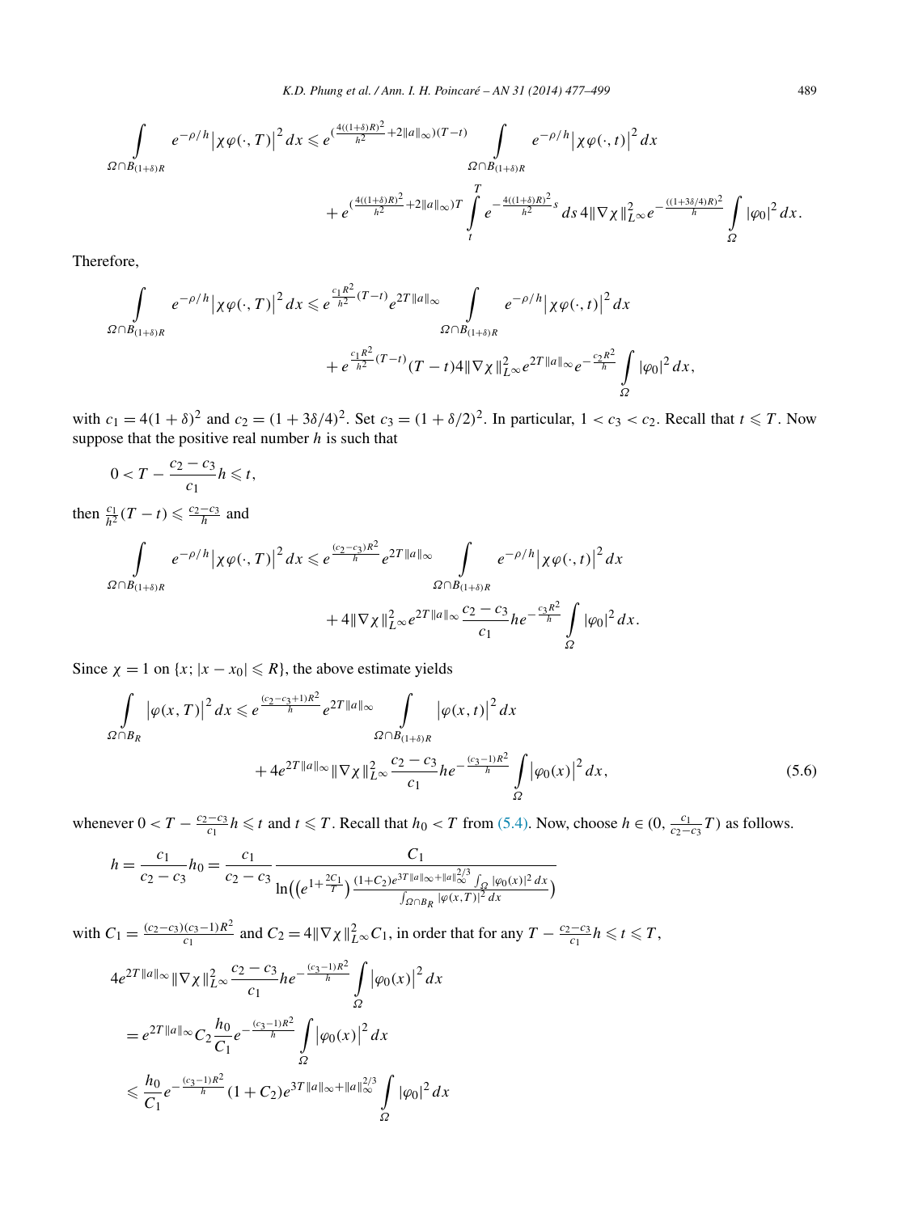$$\int_{\Omega\cap B_{(1+\delta)R}} e^{-\rho/h}\left|\chi\varphi(\cdot,T)\right|^2 dx \leqslant e^{(\frac{4((1+\delta)R)^2}{h^2}+2\|a\|_\infty)(T-t)} \int_{\Omega\cap B_{(1+\delta)R}} e^{-\rho/h}\left|\chi\varphi(\cdot,t)\right|^2 dx$$
$$+ e^{(\frac{4((1+\delta)R)^2}{h^2}+2\|a\|_\infty)T} \int_t^T e^{-\frac{4((1+\delta)R)^2}{h^2}s}\, ds\, 4\|\nabla\chi\|_{L^\infty}^2 e^{-\frac{((1+3\delta/4)R)^2}{h}} \int_\Omega |\varphi_0|^2 dx.$$

Therefore,

$$\int_{\Omega\cap B_{(1+\delta)R}} e^{-\rho/h}\left|\chi\varphi(\cdot,T)\right|^2 dx \leqslant e^{\frac{c_1R^2}{h^2}(T-t)} e^{2T\|a\|_\infty} \int_{\Omega\cap B_{(1+\delta)R}} e^{-\rho/h}\left|\chi\varphi(\cdot,t)\right|^2 dx$$
$$+ e^{\frac{c_1R^2}{h^2}(T-t)}(T-t)4\|\nabla\chi\|_{L^\infty}^2 e^{2T\|a\|_\infty} e^{-\frac{c_2R^2}{h}} \int_\Omega |\varphi_0|^2 dx,$$

with $c_1 = 4(1+\delta)^2$ and $c_2 = (1+3\delta/4)^2$. Set $c_3 = (1+\delta/2)^2$. In particular, $1 < c_3 < c_2$. Recall that $t \leqslant T$. Now suppose that the positive real number $h$ is such that

$$0 < T - \frac{c_2-c_3}{c_1}h \leqslant t,$$

then $\frac{c_1}{h^2}(T-t) \leqslant \frac{c_2-c_3}{h}$ and

$$\int_{\Omega\cap B_{(1+\delta)R}} e^{-\rho/h}\left|\chi\varphi(\cdot,T)\right|^2 dx \leqslant e^{\frac{(c_2-c_3)R^2}{h}} e^{2T\|a\|_\infty} \int_{\Omega\cap B_{(1+\delta)R}} e^{-\rho/h}\left|\chi\varphi(\cdot,t)\right|^2 dx$$
$$+ 4\|\nabla\chi\|_{L^\infty}^2 e^{2T\|a\|_\infty} \frac{c_2-c_3}{c_1} h e^{-\frac{c_3R^2}{h}} \int_\Omega |\varphi_0|^2 dx.$$

Since $\chi = 1$ on $\{x; |x-x_0| \leqslant R\}$, the above estimate yields

$$\int_{\Omega\cap B_R} \left|\varphi(x,T)\right|^2 dx \leqslant e^{\frac{(c_2-c_3+1)R^2}{h}} e^{2T\|a\|_\infty} \int_{\Omega\cap B_{(1+\delta)R}} \left|\varphi(x,t)\right|^2 dx$$
$$+ 4e^{2T\|a\|_\infty}\|\nabla\chi\|_{L^\infty}^2 \frac{c_2-c_3}{c_1} h e^{-\frac{(c_3-1)R^2}{h}} \int_\Omega \left|\varphi_0(x)\right|^2 dx, \tag{5.6}$$

whenever $0 < T - \frac{c_2-c_3}{c_1}h \leqslant t$ and $t \leqslant T$. Recall that $h_0 < T$ from (5.4). Now, choose $h \in (0, \frac{c_1}{c_2-c_3}T)$ as follows.

$$h = \frac{c_1}{c_2-c_3}h_0 = \frac{c_1}{c_2-c_3}\frac{C_1}{\ln\left(\left(e^{1+\frac{2C_1}{T}}\right)\frac{(1+C_2)e^{3T\|a\|_\infty+\|a\|_\infty^{2/3}}\int_\Omega |\varphi_0(x)|^2 dx}{\int_{\Omega\cap B_R}|\varphi(x,T)|^2 dx}\right)}$$

with $C_1 = \frac{(c_2-c_3)(c_3-1)R^2}{c_1}$ and $C_2 = 4\|\nabla\chi\|_{L^\infty}^2 C_1$, in order that for any $T - \frac{c_2-c_3}{c_1}h \leqslant t \leqslant T$,

$$4e^{2T\|a\|_\infty}\|\nabla\chi\|_{L^\infty}^2 \frac{c_2-c_3}{c_1} h e^{-\frac{(c_3-1)R^2}{h}} \int_\Omega \left|\varphi_0(x)\right|^2 dx$$
$$= e^{2T\|a\|_\infty} C_2 \frac{h_0}{C_1} e^{-\frac{(c_3-1)R^2}{h}} \int_\Omega \left|\varphi_0(x)\right|^2 dx$$
$$\leqslant \frac{h_0}{C_1} e^{-\frac{(c_3-1)R^2}{h}} (1+C_2) e^{3T\|a\|_\infty+\|a\|_\infty^{2/3}} \int_\Omega |\varphi_0|^2 dx$$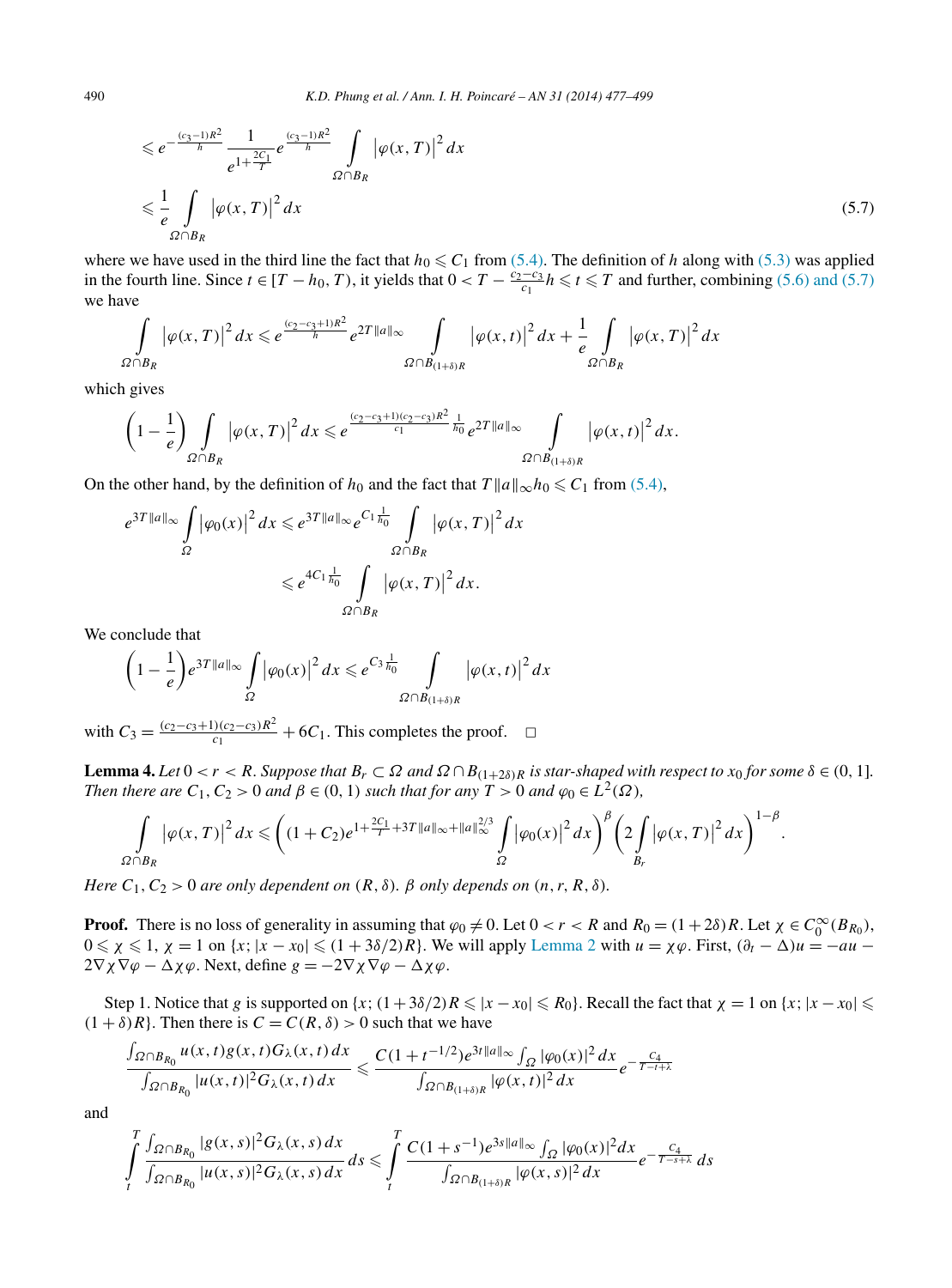$$
\begin{aligned}
&\leqslant e^{-\frac{(c_3-1)R^2}{h}} \frac{1}{e^{1+\frac{2C_1}{T}}} e^{\frac{(c_3-1)R^2}{h}} \int_{\Omega\cap B_R} \left|\varphi(x,T)\right|^2 dx \\
&\leqslant \frac{1}{e} \int_{\Omega\cap B_R} \left|\varphi(x,T)\right|^2 dx
\end{aligned}
\tag{5.7}
$$

where we have used in the third line the fact that $h_0 \leqslant C_1$ from (5.4). The definition of $h$ along with (5.3) was applied in the fourth line. Since $t \in [T-h_0, T)$, it yields that $0 < T - \frac{c_2-c_3}{c_1}h \leqslant t \leqslant T$ and further, combining (5.6) and (5.7) we have

$$
\int_{\Omega\cap B_R} \left|\varphi(x,T)\right|^2 dx \leqslant e^{\frac{(c_2-c_3+1)R^2}{h}} e^{2T\|a\|_\infty} \int_{\Omega\cap B_{(1+\delta)R}} \left|\varphi(x,t)\right|^2 dx + \frac{1}{e} \int_{\Omega\cap B_R} \left|\varphi(x,T)\right|^2 dx
$$

which gives

$$
\left(1-\frac{1}{e}\right) \int_{\Omega\cap B_R} \left|\varphi(x,T)\right|^2 dx \leqslant e^{\frac{(c_2-c_3+1)(c_2-c_3)R^2}{c_1}\frac{1}{h_0}} e^{2T\|a\|_\infty} \int_{\Omega\cap B_{(1+\delta)R}} \left|\varphi(x,t)\right|^2 dx.
$$

On the other hand, by the definition of $h_0$ and the fact that $T\|a\|_\infty h_0 \leqslant C_1$ from (5.4),

$$
\begin{aligned}
e^{3T\|a\|_\infty} \int_\Omega \left|\varphi_0(x)\right|^2 dx &\leqslant e^{3T\|a\|_\infty} e^{C_1\frac{1}{h_0}} \int_{\Omega\cap B_R} \left|\varphi(x,T)\right|^2 dx \\
&\leqslant e^{4C_1\frac{1}{h_0}} \int_{\Omega\cap B_R} \left|\varphi(x,T)\right|^2 dx.
\end{aligned}
$$

We conclude that

$$
\left(1-\frac{1}{e}\right) e^{3T\|a\|_\infty} \int_\Omega \left|\varphi_0(x)\right|^2 dx \leqslant e^{C_3\frac{1}{h_0}} \int_{\Omega\cap B_{(1+\delta)R}} \left|\varphi(x,t)\right|^2 dx
$$

with $C_3 = \frac{(c_2-c_3+1)(c_2-c_3)R^2}{c_1} + 6C_1$. This completes the proof. $\square$

**Lemma 4.** *Let $0 < r < R$. Suppose that $B_r \subset \Omega$ and $\Omega \cap B_{(1+2\delta)R}$ is star-shaped with respect to $x_0$ for some $\delta \in (0,1]$. Then there are $C_1, C_2 > 0$ and $\beta \in (0,1)$ such that for any $T > 0$ and $\varphi_0 \in L^2(\Omega)$,*

$$
\int_{\Omega\cap B_R} \left|\varphi(x,T)\right|^2 dx \leqslant \left((1+C_2)e^{1+\frac{2C_1}{T}+3T\|a\|_\infty+\|a\|_\infty^{2/3}} \int_\Omega \left|\varphi_0(x)\right|^2 dx\right)^\beta \left(2\int_{B_r} \left|\varphi(x,T)\right|^2 dx\right)^{1-\beta}.
$$

*Here $C_1, C_2 > 0$ are only dependent on $(R, \delta)$. $\beta$ only depends on $(n, r, R, \delta)$.*

**Proof.** There is no loss of generality in assuming that $\varphi_0 \neq 0$. Let $0 < r < R$ and $R_0 = (1+2\delta)R$. Let $\chi \in C_0^\infty(B_{R_0})$, $0 \leqslant \chi \leqslant 1$, $\chi = 1$ on $\{x; |x-x_0| \leqslant (1+3\delta/2)R\}$. We will apply Lemma 2 with $u = \chi\varphi$. First, $(\partial_t - \Delta)u = -au - 2\nabla\chi\nabla\varphi - \Delta\chi\varphi$. Next, define $g = -2\nabla\chi\nabla\varphi - \Delta\chi\varphi$.

Step 1. Notice that $g$ is supported on $\{x; (1+3\delta/2)R \leqslant |x-x_0| \leqslant R_0\}$. Recall the fact that $\chi = 1$ on $\{x; |x-x_0| \leqslant (1+\delta)R\}$. Then there is $C = C(R,\delta) > 0$ such that we have

$$
\frac{\int_{\Omega\cap B_{R_0}} u(x,t)g(x,t)G_\lambda(x,t)\,dx}{\int_{\Omega\cap B_{R_0}} |u(x,t)|^2 G_\lambda(x,t)\,dx} \leqslant \frac{C(1+t^{-1/2})e^{3t\|a\|_\infty} \int_\Omega |\varphi_0(x)|^2\,dx}{\int_{\Omega\cap B_{(1+\delta)R}} |\varphi(x,t)|^2\,dx} e^{-\frac{C_4}{T-t+\lambda}}
$$

and

$$
\int_t^T \frac{\int_{\Omega\cap B_{R_0}} |g(x,s)|^2 G_\lambda(x,s)\,dx}{\int_{\Omega\cap B_{R_0}} |u(x,s)|^2 G_\lambda(x,s)\,dx}\,ds \leqslant \int_t^T \frac{C(1+s^{-1})e^{3s\|a\|_\infty} \int_\Omega |\varphi_0(x)|^2 dx}{\int_{\Omega\cap B_{(1+\delta)R}} |\varphi(x,s)|^2\,dx} e^{-\frac{C_4}{T-s+\lambda}}\,ds
$$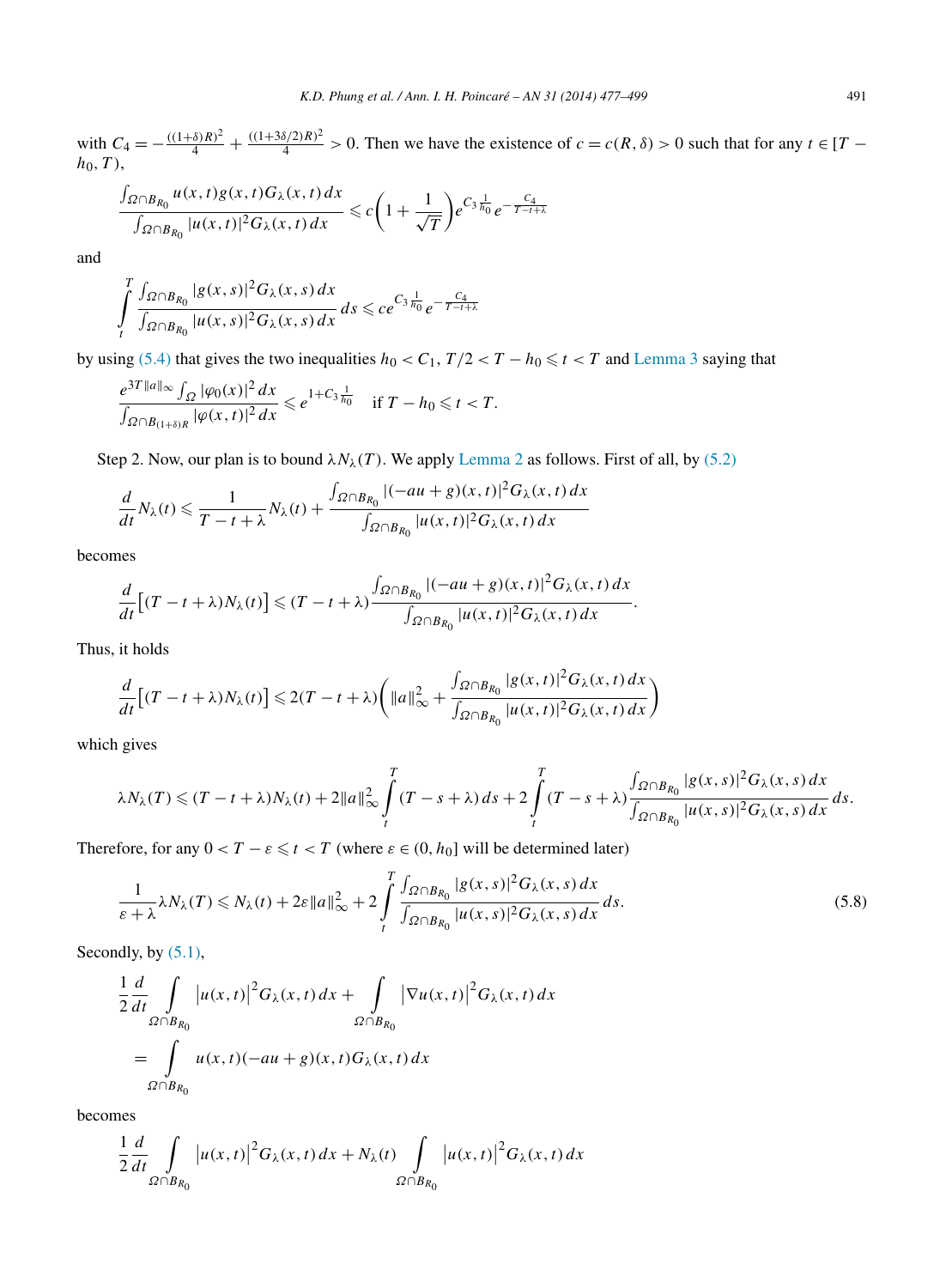with $C_4 = -\frac{((1+\delta)R)^2}{4} + \frac{((1+3\delta/2)R)^2}{4} > 0$. Then we have the existence of $c = c(R,\delta) > 0$ such that for any $t \in [T - h_0, T)$,

$$\frac{\int_{\Omega\cap B_{R_0}} u(x,t) g(x,t) G_\lambda(x,t)\,dx}{\int_{\Omega\cap B_{R_0}} |u(x,t)|^2 G_\lambda(x,t)\,dx} \leqslant c\left(1+\frac{1}{\sqrt{T}}\right) e^{C_3 \frac{1}{h_0}} e^{-\frac{C_4}{T-t+\lambda}}$$

and

$$\int_t^T \frac{\int_{\Omega\cap B_{R_0}} |g(x,s)|^2 G_\lambda(x,s)\,dx}{\int_{\Omega\cap B_{R_0}} |u(x,s)|^2 G_\lambda(x,s)\,dx}\,ds \leqslant c e^{C_3 \frac{1}{h_0}} e^{-\frac{C_4}{T-t+\lambda}}$$

by using (5.4) that gives the two inequalities $h_0 < C_1$, $T/2 < T - h_0 \leqslant t < T$ and Lemma 3 saying that

$$\frac{e^{3T\|a\|_\infty} \int_\Omega |\varphi_0(x)|^2\,dx}{\int_{\Omega\cap B_{(1+\delta)R}} |\varphi(x,t)|^2\,dx} \leqslant e^{1+C_3\frac{1}{h_0}} \quad \text{if } T - h_0 \leqslant t < T.$$

Step 2. Now, our plan is to bound $\lambda N_\lambda(T)$. We apply Lemma 2 as follows. First of all, by (5.2)

$$\frac{d}{dt} N_\lambda(t) \leqslant \frac{1}{T-t+\lambda} N_\lambda(t) + \frac{\int_{\Omega\cap B_{R_0}} |(-au+g)(x,t)|^2 G_\lambda(x,t)\,dx}{\int_{\Omega\cap B_{R_0}} |u(x,t)|^2 G_\lambda(x,t)\,dx}$$

becomes

$$\frac{d}{dt}\big[(T-t+\lambda)N_\lambda(t)\big] \leqslant (T-t+\lambda)\frac{\int_{\Omega\cap B_{R_0}} |(-au+g)(x,t)|^2 G_\lambda(x,t)\,dx}{\int_{\Omega\cap B_{R_0}} |u(x,t)|^2 G_\lambda(x,t)\,dx}.$$

Thus, it holds

$$\frac{d}{dt}\big[(T-t+\lambda)N_\lambda(t)\big] \leqslant 2(T-t+\lambda)\left(\|a\|_\infty^2 + \frac{\int_{\Omega\cap B_{R_0}} |g(x,t)|^2 G_\lambda(x,t)\,dx}{\int_{\Omega\cap B_{R_0}} |u(x,t)|^2 G_\lambda(x,t)\,dx}\right)$$

which gives

$$\lambda N_\lambda(T) \leqslant (T-t+\lambda)N_\lambda(t) + 2\|a\|_\infty^2 \int_t^T (T-s+\lambda)\,ds + 2\int_t^T (T-s+\lambda)\frac{\int_{\Omega\cap B_{R_0}} |g(x,s)|^2 G_\lambda(x,s)\,dx}{\int_{\Omega\cap B_{R_0}} |u(x,s)|^2 G_\lambda(x,s)\,dx}\,ds.$$

Therefore, for any $0 < T - \varepsilon \leqslant t < T$ (where $\varepsilon \in (0, h_0]$ will be determined later)

$$\frac{1}{\varepsilon+\lambda}\lambda N_\lambda(T) \leqslant N_\lambda(t) + 2\varepsilon\|a\|_\infty^2 + 2\int_t^T \frac{\int_{\Omega\cap B_{R_0}} |g(x,s)|^2 G_\lambda(x,s)\,dx}{\int_{\Omega\cap B_{R_0}} |u(x,s)|^2 G_\lambda(x,s)\,dx}\,ds. \tag{5.8}$$

Secondly, by (5.1),

$$\frac{1}{2}\frac{d}{dt}\int_{\Omega\cap B_{R_0}} \big|u(x,t)\big|^2 G_\lambda(x,t)\,dx + \int_{\Omega\cap B_{R_0}} \big|\nabla u(x,t)\big|^2 G_\lambda(x,t)\,dx$$
$$= \int_{\Omega\cap B_{R_0}} u(x,t)(-au+g)(x,t) G_\lambda(x,t)\,dx$$

becomes

$$\frac{1}{2}\frac{d}{dt}\int_{\Omega\cap B_{R_0}} \big|u(x,t)\big|^2 G_\lambda(x,t)\,dx + N_\lambda(t)\int_{\Omega\cap B_{R_0}} \big|u(x,t)\big|^2 G_\lambda(x,t)\,dx$$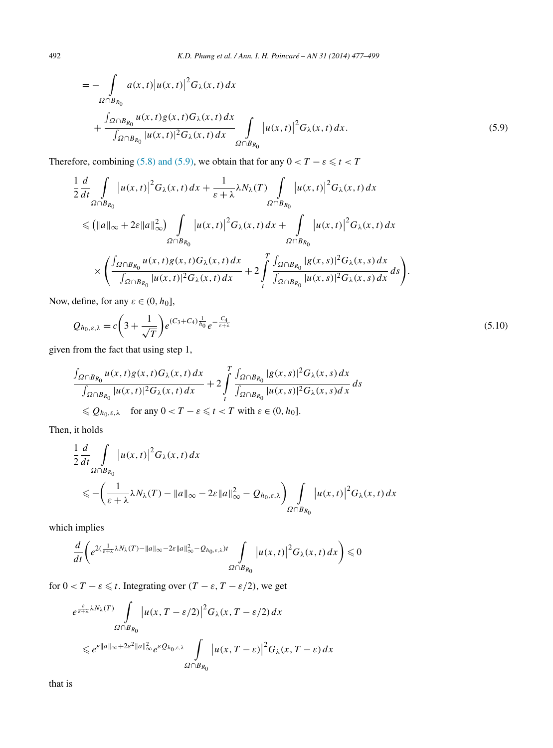$$
\begin{aligned}
&= -\int_{\Omega\cap B_{R_0}} a(x,t)\left|u(x,t)\right|^2 G_\lambda(x,t)\,dx \\
&\quad + \frac{\int_{\Omega\cap B_{R_0}} u(x,t)g(x,t)G_\lambda(x,t)\,dx}{\int_{\Omega\cap B_{R_0}} |u(x,t)|^2 G_\lambda(x,t)\,dx} \int_{\Omega\cap B_{R_0}} \left|u(x,t)\right|^2 G_\lambda(x,t)\,dx.
\end{aligned}
\tag{5.9}
$$

Therefore, combining (5.8) and (5.9), we obtain that for any $0 < T - \varepsilon \leqslant t < T$

$$
\begin{aligned}
&\frac{1}{2}\frac{d}{dt}\int_{\Omega\cap B_{R_0}} \left|u(x,t)\right|^2 G_\lambda(x,t)\,dx + \frac{1}{\varepsilon+\lambda}\lambda N_\lambda(T)\int_{\Omega\cap B_{R_0}} \left|u(x,t)\right|^2 G_\lambda(x,t)\,dx \\
&\quad \leqslant \left(\|a\|_\infty + 2\varepsilon\|a\|_\infty^2\right)\int_{\Omega\cap B_{R_0}} \left|u(x,t)\right|^2 G_\lambda(x,t)\,dx + \int_{\Omega\cap B_{R_0}} \left|u(x,t)\right|^2 G_\lambda(x,t)\,dx \\
&\quad\quad \times \left(\frac{\int_{\Omega\cap B_{R_0}} u(x,t)g(x,t)G_\lambda(x,t)\,dx}{\int_{\Omega\cap B_{R_0}} |u(x,t)|^2 G_\lambda(x,t)\,dx} + 2\int_t^T \frac{\int_{\Omega\cap B_{R_0}} |g(x,s)|^2 G_\lambda(x,s)\,dx}{\int_{\Omega\cap B_{R_0}} |u(x,s)|^2 G_\lambda(x,s)\,dx}\,ds\right).
\end{aligned}
$$

Now, define, for any $\varepsilon \in (0, h_0]$,

$$
Q_{h_0,\varepsilon,\lambda} = c\left(3 + \frac{1}{\sqrt{T}}\right)e^{(C_3+C_4)\frac{1}{h_0}}e^{-\frac{C_4}{\varepsilon+\lambda}}
\tag{5.10}
$$

given from the fact that using step 1,

$$
\begin{aligned}
&\frac{\int_{\Omega\cap B_{R_0}} u(x,t)g(x,t)G_\lambda(x,t)\,dx}{\int_{\Omega\cap B_{R_0}} |u(x,t)|^2 G_\lambda(x,t)\,dx} + 2\int_t^T \frac{\int_{\Omega\cap B_{R_0}} |g(x,s)|^2 G_\lambda(x,s)\,dx}{\int_{\Omega\cap B_{R_0}} |u(x,s)|^2 G_\lambda(x,s)\,dx}\,ds \\
&\quad \leqslant Q_{h_0,\varepsilon,\lambda} \quad \text{for any } 0 < T - \varepsilon \leqslant t < T \text{ with } \varepsilon \in (0, h_0].
\end{aligned}
$$

Then, it holds

$$
\begin{aligned}
&\frac{1}{2}\frac{d}{dt}\int_{\Omega\cap B_{R_0}} \left|u(x,t)\right|^2 G_\lambda(x,t)\,dx \\
&\quad \leqslant -\left(\frac{1}{\varepsilon+\lambda}\lambda N_\lambda(T) - \|a\|_\infty - 2\varepsilon\|a\|_\infty^2 - Q_{h_0,\varepsilon,\lambda}\right)\int_{\Omega\cap B_{R_0}} \left|u(x,t)\right|^2 G_\lambda(x,t)\,dx
\end{aligned}
$$

which implies

$$
\frac{d}{dt}\left(e^{2(\frac{1}{\varepsilon+\lambda}\lambda N_\lambda(T) - \|a\|_\infty - 2\varepsilon\|a\|_\infty^2 - Q_{h_0,\varepsilon,\lambda})t}\int_{\Omega\cap B_{R_0}} \left|u(x,t)\right|^2 G_\lambda(x,t)\,dx\right) \leqslant 0
$$

for $0 < T - \varepsilon \leqslant t$. Integrating over $(T-\varepsilon, T-\varepsilon/2)$, we get

$$
\begin{aligned}
&e^{\frac{\varepsilon}{\varepsilon+\lambda}\lambda N_\lambda(T)}\int_{\Omega\cap B_{R_0}} \left|u(x, T-\varepsilon/2)\right|^2 G_\lambda(x, T-\varepsilon/2)\,dx \\
&\quad \leqslant e^{\varepsilon\|a\|_\infty + 2\varepsilon^2\|a\|_\infty^2}e^{\varepsilon Q_{h_0,\varepsilon,\lambda}}\int_{\Omega\cap B_{R_0}} \left|u(x, T-\varepsilon)\right|^2 G_\lambda(x, T-\varepsilon)\,dx
\end{aligned}
$$

that is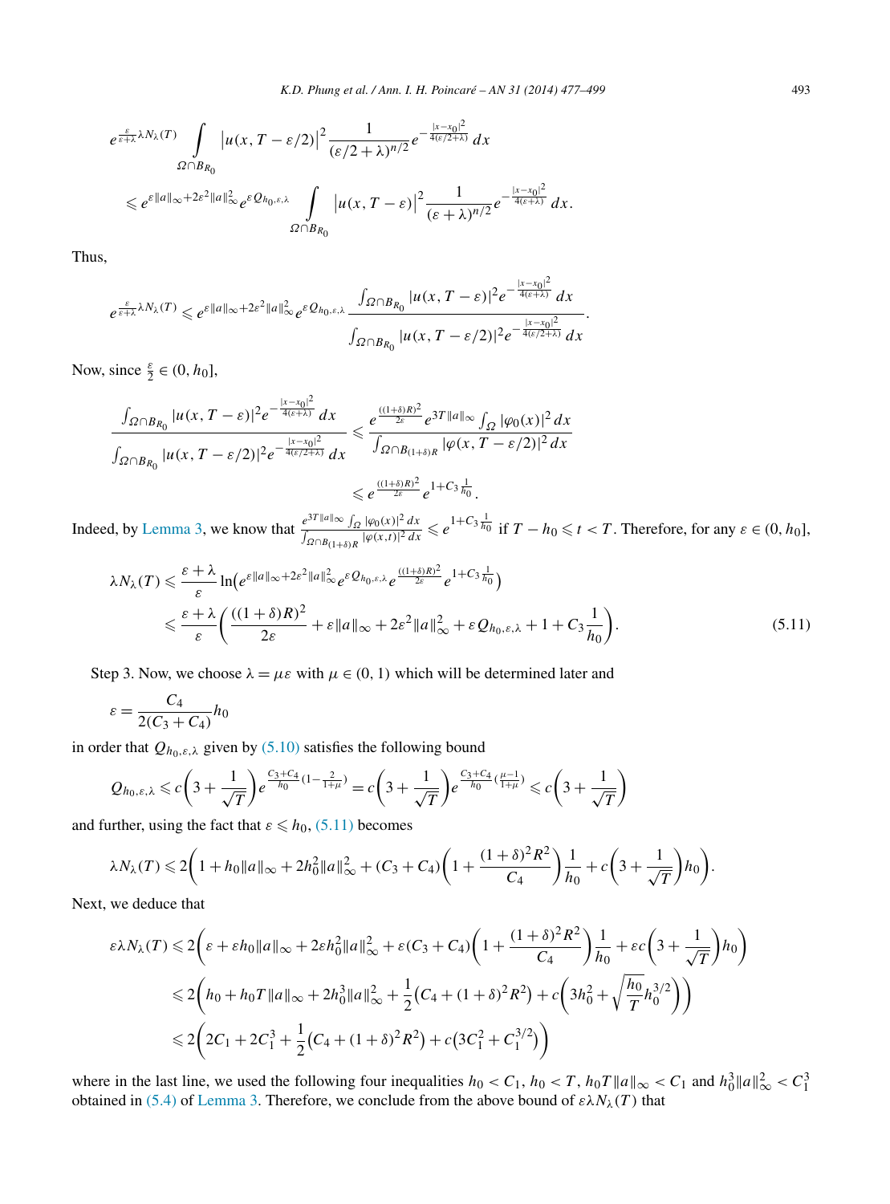$$e^{\frac{\varepsilon}{\varepsilon+\lambda}\lambda N_\lambda(T)} \int_{\Omega\cap B_{R_0}} \left|u(x, T-\varepsilon/2)\right|^2 \frac{1}{(\varepsilon/2+\lambda)^{n/2}} e^{-\frac{|x-x_0|^2}{4(\varepsilon/2+\lambda)}}\,dx$$
$$\leqslant e^{\varepsilon\|a\|_\infty + 2\varepsilon^2\|a\|_\infty^2} e^{\varepsilon Q_{h_0,\varepsilon,\lambda}} \int_{\Omega\cap B_{R_0}} \left|u(x, T-\varepsilon)\right|^2 \frac{1}{(\varepsilon+\lambda)^{n/2}} e^{-\frac{|x-x_0|^2}{4(\varepsilon+\lambda)}}\,dx.$$

Thus,

$$e^{\frac{\varepsilon}{\varepsilon+\lambda}\lambda N_\lambda(T)} \leqslant e^{\varepsilon\|a\|_\infty + 2\varepsilon^2\|a\|_\infty^2} e^{\varepsilon Q_{h_0,\varepsilon,\lambda}} \frac{\int_{\Omega\cap B_{R_0}} |u(x, T-\varepsilon)|^2 e^{-\frac{|x-x_0|^2}{4(\varepsilon+\lambda)}}\,dx}{\int_{\Omega\cap B_{R_0}} |u(x, T-\varepsilon/2)|^2 e^{-\frac{|x-x_0|^2}{4(\varepsilon/2+\lambda)}}\,dx}.$$

Now, since $\frac{\varepsilon}{2} \in (0, h_0]$,

$$\frac{\int_{\Omega\cap B_{R_0}} |u(x, T-\varepsilon)|^2 e^{-\frac{|x-x_0|^2}{4(\varepsilon+\lambda)}}\,dx}{\int_{\Omega\cap B_{R_0}} |u(x, T-\varepsilon/2)|^2 e^{-\frac{|x-x_0|^2}{4(\varepsilon/2+\lambda)}}\,dx} \leqslant \frac{e^{\frac{((1+\delta)R)^2}{2\varepsilon}} e^{3T\|a\|_\infty} \int_\Omega |\varphi_0(x)|^2\,dx}{\int_{\Omega\cap B_{(1+\delta)R}} |\varphi(x, T-\varepsilon/2)|^2\,dx}$$
$$\leqslant e^{\frac{((1+\delta)R)^2}{2\varepsilon}} e^{1+C_3\frac{1}{h_0}}.$$

Indeed, by Lemma 3, we know that $\frac{e^{3T\|a\|_\infty}\int_\Omega |\varphi_0(x)|^2\,dx}{\int_{\Omega\cap B_{(1+\delta)R}} |\varphi(x,t)|^2\,dx} \leqslant e^{1+C_3\frac{1}{h_0}}$ if $T-h_0 \leqslant t < T$. Therefore, for any $\varepsilon \in (0, h_0]$,

$$\begin{aligned}
\lambda N_\lambda(T) &\leqslant \frac{\varepsilon+\lambda}{\varepsilon} \ln\left(e^{\varepsilon\|a\|_\infty + 2\varepsilon^2\|a\|_\infty^2} e^{\varepsilon Q_{h_0,\varepsilon,\lambda}} e^{\frac{((1+\delta)R)^2}{2\varepsilon}} e^{1+C_3\frac{1}{h_0}}\right)\\
&\leqslant \frac{\varepsilon+\lambda}{\varepsilon}\left(\frac{((1+\delta)R)^2}{2\varepsilon} + \varepsilon\|a\|_\infty + 2\varepsilon^2\|a\|_\infty^2 + \varepsilon Q_{h_0,\varepsilon,\lambda} + 1 + C_3\frac{1}{h_0}\right).
\end{aligned} \tag{5.11}$$

Step 3. Now, we choose $\lambda = \mu\varepsilon$ with $\mu \in (0, 1)$ which will be determined later and

$$\varepsilon = \frac{C_4}{2(C_3+C_4)} h_0$$

in order that $Q_{h_0,\varepsilon,\lambda}$ given by (5.10) satisfies the following bound

$$Q_{h_0,\varepsilon,\lambda} \leqslant c\left(3 + \frac{1}{\sqrt{T}}\right) e^{\frac{C_3+C_4}{h_0}\left(1-\frac{2}{1+\mu}\right)} = c\left(3 + \frac{1}{\sqrt{T}}\right) e^{\frac{C_3+C_4}{h_0}\left(\frac{\mu-1}{1+\mu}\right)} \leqslant c\left(3 + \frac{1}{\sqrt{T}}\right)$$

and further, using the fact that $\varepsilon \leqslant h_0$, (5.11) becomes

$$\lambda N_\lambda(T) \leqslant 2\left(1 + h_0\|a\|_\infty + 2h_0^2\|a\|_\infty^2 + (C_3+C_4)\left(1 + \frac{(1+\delta)^2R^2}{C_4}\right)\frac{1}{h_0} + c\left(3 + \frac{1}{\sqrt{T}}\right)h_0\right).$$

Next, we deduce that

$$\begin{aligned}
\varepsilon\lambda N_\lambda(T) &\leqslant 2\left(\varepsilon + \varepsilon h_0\|a\|_\infty + 2\varepsilon h_0^2\|a\|_\infty^2 + \varepsilon(C_3+C_4)\left(1 + \frac{(1+\delta)^2R^2}{C_4}\right)\frac{1}{h_0} + \varepsilon c\left(3 + \frac{1}{\sqrt{T}}\right)h_0\right)\\
&\leqslant 2\left(h_0 + h_0T\|a\|_\infty + 2h_0^3\|a\|_\infty^2 + \frac{1}{2}\left(C_4 + (1+\delta)^2R^2\right) + c\left(3h_0^2 + \sqrt{\frac{h_0}{T}}h_0^{3/2}\right)\right)\\
&\leqslant 2\left(2C_1 + 2C_1^3 + \frac{1}{2}\left(C_4 + (1+\delta)^2R^2\right) + c\left(3C_1^2 + C_1^{3/2}\right)\right)
\end{aligned}$$

where in the last line, we used the following four inequalities $h_0 < C_1$, $h_0 < T$, $h_0T\|a\|_\infty < C_1$ and $h_0^3\|a\|_\infty^2 < C_1^3$ obtained in (5.4) of Lemma 3. Therefore, we conclude from the above bound of $\varepsilon\lambda N_\lambda(T)$ that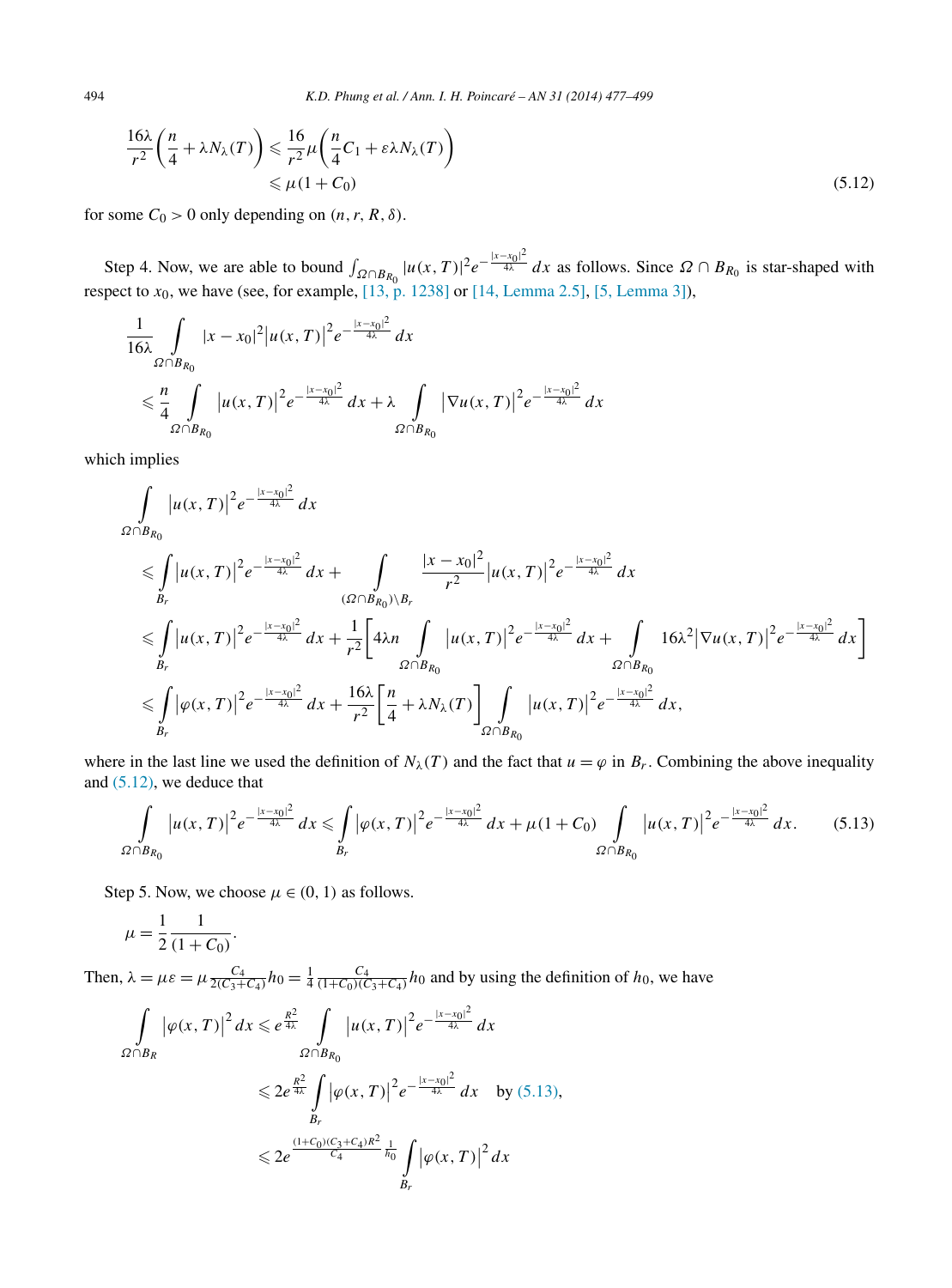$$
\begin{aligned}
\frac{16\lambda}{r^2}\left(\frac{n}{4}+\lambda N_\lambda(T)\right) &\leqslant \frac{16}{r^2}\mu\left(\frac{n}{4}C_1+\varepsilon\lambda N_\lambda(T)\right) \\
&\leqslant \mu(1+C_0)
\end{aligned}
\tag{5.12}
$$

for some $C_0 > 0$ only depending on $(n, r, R, \delta)$.

Step 4. Now, we are able to bound $\int_{\Omega\cap B_{R_0}} |u(x,T)|^2 e^{-\frac{|x-x_0|^2}{4\lambda}}\,dx$ as follows. Since $\Omega \cap B_{R_0}$ is star-shaped with respect to $x_0$, we have (see, for example, [13, p. 1238] or [14, Lemma 2.5], [5, Lemma 3]),

$$
\begin{aligned}
&\frac{1}{16\lambda}\int_{\Omega\cap B_{R_0}} |x-x_0|^2\left|u(x,T)\right|^2 e^{-\frac{|x-x_0|^2}{4\lambda}}\,dx \\
&\leqslant \frac{n}{4}\int_{\Omega\cap B_{R_0}} \left|u(x,T)\right|^2 e^{-\frac{|x-x_0|^2}{4\lambda}}\,dx + \lambda\int_{\Omega\cap B_{R_0}} \left|\nabla u(x,T)\right|^2 e^{-\frac{|x-x_0|^2}{4\lambda}}\,dx
\end{aligned}
$$

which implies

$$
\begin{aligned}
&\int_{\Omega\cap B_{R_0}} \left|u(x,T)\right|^2 e^{-\frac{|x-x_0|^2}{4\lambda}}\,dx \\
&\leqslant \int_{B_r} \left|u(x,T)\right|^2 e^{-\frac{|x-x_0|^2}{4\lambda}}\,dx + \int_{(\Omega\cap B_{R_0})\setminus B_r} \frac{|x-x_0|^2}{r^2}\left|u(x,T)\right|^2 e^{-\frac{|x-x_0|^2}{4\lambda}}\,dx \\
&\leqslant \int_{B_r} \left|u(x,T)\right|^2 e^{-\frac{|x-x_0|^2}{4\lambda}}\,dx + \frac{1}{r^2}\left[4\lambda n\int_{\Omega\cap B_{R_0}} \left|u(x,T)\right|^2 e^{-\frac{|x-x_0|^2}{4\lambda}}\,dx + \int_{\Omega\cap B_{R_0}} 16\lambda^2\left|\nabla u(x,T)\right|^2 e^{-\frac{|x-x_0|^2}{4\lambda}}\,dx\right] \\
&\leqslant \int_{B_r} \left|\varphi(x,T)\right|^2 e^{-\frac{|x-x_0|^2}{4\lambda}}\,dx + \frac{16\lambda}{r^2}\left[\frac{n}{4}+\lambda N_\lambda(T)\right]\int_{\Omega\cap B_{R_0}} \left|u(x,T)\right|^2 e^{-\frac{|x-x_0|^2}{4\lambda}}\,dx,
\end{aligned}
$$

where in the last line we used the definition of $N_\lambda(T)$ and the fact that $u = \varphi$ in $B_r$. Combining the above inequality and (5.12), we deduce that

$$
\int_{\Omega\cap B_{R_0}} \left|u(x,T)\right|^2 e^{-\frac{|x-x_0|^2}{4\lambda}}\,dx \leqslant \int_{B_r} \left|\varphi(x,T)\right|^2 e^{-\frac{|x-x_0|^2}{4\lambda}}\,dx + \mu(1+C_0)\int_{\Omega\cap B_{R_0}} \left|u(x,T)\right|^2 e^{-\frac{|x-x_0|^2}{4\lambda}}\,dx. \tag{5.13}
$$

Step 5. Now, we choose $\mu \in (0,1)$ as follows.

$$
\mu = \frac{1}{2}\frac{1}{(1+C_0)}.
$$

Then, $\lambda = \mu\varepsilon = \mu\frac{C_4}{2(C_3+C_4)}h_0 = \frac{1}{4}\frac{C_4}{(1+C_0)(C_3+C_4)}h_0$ and by using the definition of $h_0$, we have

$$
\begin{aligned}
\int_{\Omega\cap B_R} \left|\varphi(x,T)\right|^2 dx &\leqslant e^{\frac{R^2}{4\lambda}}\int_{\Omega\cap B_{R_0}} \left|u(x,T)\right|^2 e^{-\frac{|x-x_0|^2}{4\lambda}}\,dx \\
&\leqslant 2e^{\frac{R^2}{4\lambda}}\int_{B_r} \left|\varphi(x,T)\right|^2 e^{-\frac{|x-x_0|^2}{4\lambda}}\,dx \quad \text{by (5.13)}, \\
&\leqslant 2e^{\frac{(1+C_0)(C_3+C_4)R^2}{C_4}\frac{1}{h_0}}\int_{B_r} \left|\varphi(x,T)\right|^2 dx
\end{aligned}
$$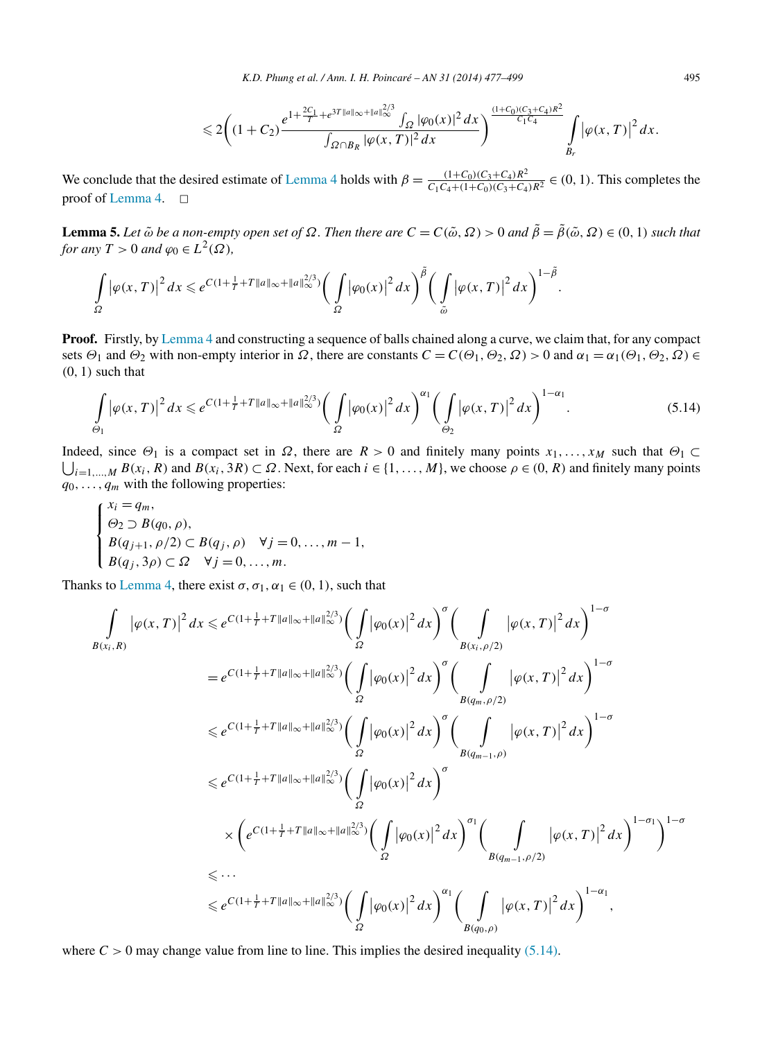$$\leqslant 2\left((1+C_2)\frac{e^{1+\frac{2C_1}{T}+e^{3T\|a\|_\infty+\|a\|_\infty^{2/3}}}\int_\Omega |\varphi_0(x)|^2\,dx}{\int_{\Omega\cap B_R}|\varphi(x,T)|^2\,dx}\right)^{\frac{(1+C_0)(C_3+C_4)R^2}{C_1C_4}}\int_{B_r}\left|\varphi(x,T)\right|^2dx.$$

We conclude that the desired estimate of Lemma 4 holds with $\beta=\frac{(1+C_0)(C_3+C_4)R^2}{C_1C_4+(1+C_0)(C_3+C_4)R^2}\in(0,1)$. This completes the proof of Lemma 4. □

**Lemma 5.** *Let $\tilde\omega$ be a non-empty open set of $\Omega$. Then there are $C=C(\tilde\omega,\Omega)>0$ and $\tilde\beta=\tilde\beta(\tilde\omega,\Omega)\in(0,1)$ such that for any $T>0$ and $\varphi_0\in L^2(\Omega)$,*

$$\int_\Omega\left|\varphi(x,T)\right|^2dx\leqslant e^{C(1+\frac{1}{T}+T\|a\|_\infty+\|a\|_\infty^{2/3})}\left(\int_\Omega\left|\varphi_0(x)\right|^2dx\right)^{\tilde\beta}\left(\int_{\tilde\omega}\left|\varphi(x,T)\right|^2dx\right)^{1-\tilde\beta}.$$

**Proof.** Firstly, by Lemma 4 and constructing a sequence of balls chained along a curve, we claim that, for any compact sets $\Theta_1$ and $\Theta_2$ with non-empty interior in $\Omega$, there are constants $C=C(\Theta_1,\Theta_2,\Omega)>0$ and $\alpha_1=\alpha_1(\Theta_1,\Theta_2,\Omega)\in(0,1)$ such that

$$\int_{\Theta_1}\left|\varphi(x,T)\right|^2dx\leqslant e^{C(1+\frac{1}{T}+T\|a\|_\infty+\|a\|_\infty^{2/3})}\left(\int_\Omega\left|\varphi_0(x)\right|^2dx\right)^{\alpha_1}\left(\int_{\Theta_2}\left|\varphi(x,T)\right|^2dx\right)^{1-\alpha_1}.\tag{5.14}$$

Indeed, since $\Theta_1$ is a compact set in $\Omega$, there are $R>0$ and finitely many points $x_1,\ldots,x_M$ such that $\Theta_1\subset\bigcup_{i=1,\ldots,M}B(x_i,R)$ and $B(x_i,3R)\subset\Omega$. Next, for each $i\in\{1,\ldots,M\}$, we choose $\rho\in(0,R)$ and finitely many points $q_0,\ldots,q_m$ with the following properties:

$$\begin{cases} x_i=q_m,\\ \Theta_2\supset B(q_0,\rho),\\ B(q_{j+1},\rho/2)\subset B(q_j,\rho)\quad\forall j=0,\ldots,m-1,\\ B(q_j,3\rho)\subset\Omega\quad\forall j=0,\ldots,m.\end{cases}$$

Thanks to Lemma 4, there exist $\sigma,\sigma_1,\alpha_1\in(0,1)$, such that

$$\begin{aligned}
\int_{B(x_i,R)}\left|\varphi(x,T)\right|^2dx&\leqslant e^{C(1+\frac{1}{T}+T\|a\|_\infty+\|a\|_\infty^{2/3})}\left(\int_\Omega\left|\varphi_0(x)\right|^2dx\right)^{\sigma}\left(\int_{B(x_i,\rho/2)}\left|\varphi(x,T)\right|^2dx\right)^{1-\sigma}\\
&=e^{C(1+\frac{1}{T}+T\|a\|_\infty+\|a\|_\infty^{2/3})}\left(\int_\Omega\left|\varphi_0(x)\right|^2dx\right)^{\sigma}\left(\int_{B(q_m,\rho/2)}\left|\varphi(x,T)\right|^2dx\right)^{1-\sigma}\\
&\leqslant e^{C(1+\frac{1}{T}+T\|a\|_\infty+\|a\|_\infty^{2/3})}\left(\int_\Omega\left|\varphi_0(x)\right|^2dx\right)^{\sigma}\left(\int_{B(q_{m-1},\rho)}\left|\varphi(x,T)\right|^2dx\right)^{1-\sigma}\\
&\leqslant e^{C(1+\frac{1}{T}+T\|a\|_\infty+\|a\|_\infty^{2/3})}\left(\int_\Omega\left|\varphi_0(x)\right|^2dx\right)^{\sigma}\\
&\quad\times\left(e^{C(1+\frac{1}{T}+T\|a\|_\infty+\|a\|_\infty^{2/3})}\left(\int_\Omega\left|\varphi_0(x)\right|^2dx\right)^{\sigma_1}\left(\int_{B(q_{m-1},\rho/2)}\left|\varphi(x,T)\right|^2dx\right)^{1-\sigma_1}\right)^{1-\sigma}\\
&\leqslant\cdots\\
&\leqslant e^{C(1+\frac{1}{T}+T\|a\|_\infty+\|a\|_\infty^{2/3})}\left(\int_\Omega\left|\varphi_0(x)\right|^2dx\right)^{\alpha_1}\left(\int_{B(q_0,\rho)}\left|\varphi(x,T)\right|^2dx\right)^{1-\alpha_1},
\end{aligned}$$

where $C>0$ may change value from line to line. This implies the desired inequality (5.14).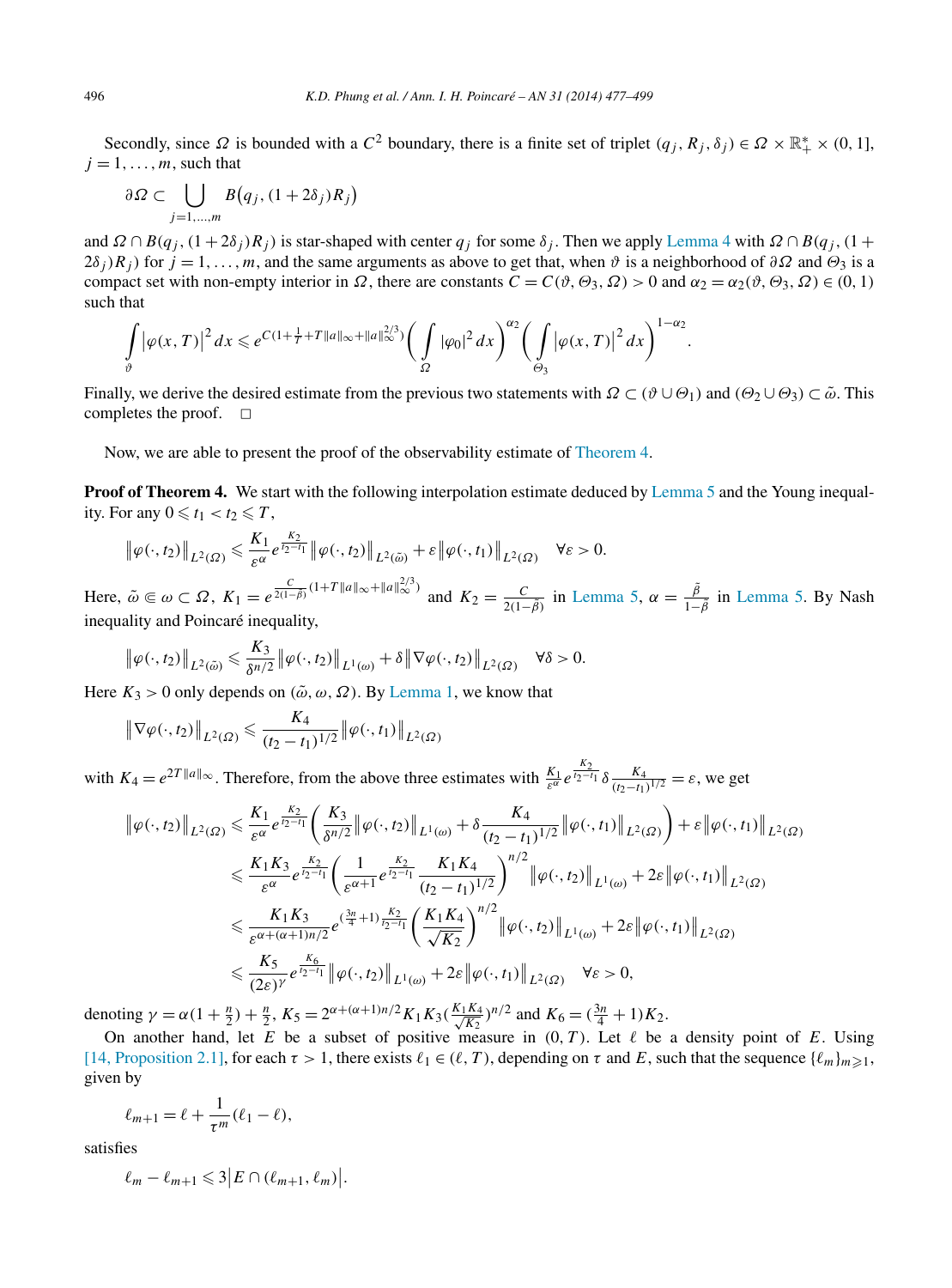Secondly, since $\Omega$ is bounded with a $C^2$ boundary, there is a finite set of triplet $(q_j, R_j, \delta_j) \in \Omega \times \mathbb{R}_+^* \times (0,1]$, $j = 1, \dots, m$, such that

$$\partial\Omega \subset \bigcup_{j=1,\dots,m} B\big(q_j, (1+2\delta_j)R_j\big)$$

and $\Omega \cap B(q_j, (1+2\delta_j)R_j)$ is star-shaped with center $q_j$ for some $\delta_j$. Then we apply Lemma 4 with $\Omega \cap B(q_j, (1+2\delta_j)R_j)$ for $j = 1, \dots, m$, and the same arguments as above to get that, when $\vartheta$ is a neighborhood of $\partial\Omega$ and $\Theta_3$ is a compact set with non-empty interior in $\Omega$, there are constants $C = C(\vartheta, \Theta_3, \Omega) > 0$ and $\alpha_2 = \alpha_2(\vartheta, \Theta_3, \Omega) \in (0,1)$ such that

$$\int_{\vartheta} \left|\varphi(x,T)\right|^2 dx \leqslant e^{C(1+\frac{1}{T}+T\|a\|_\infty+\|a\|_\infty^{2/3})} \left(\int_{\Omega} |\varphi_0|^2 dx\right)^{\alpha_2} \left(\int_{\Theta_3} \left|\varphi(x,T)\right|^2 dx\right)^{1-\alpha_2}.$$

Finally, we derive the desired estimate from the previous two statements with $\Omega \subset (\vartheta \cup \Theta_1)$ and $(\Theta_2 \cup \Theta_3) \subset \tilde{\omega}$. This completes the proof. $\square$

Now, we are able to present the proof of the observability estimate of Theorem 4.

**Proof of Theorem 4.** We start with the following interpolation estimate deduced by Lemma 5 and the Young inequality. For any $0 \leqslant t_1 < t_2 \leqslant T$,

$$\left\|\varphi(\cdot,t_2)\right\|_{L^2(\Omega)} \leqslant \frac{K_1}{\varepsilon^\alpha} e^{\frac{K_2}{t_2-t_1}} \left\|\varphi(\cdot,t_2)\right\|_{L^2(\tilde{\omega})} + \varepsilon \left\|\varphi(\cdot,t_1)\right\|_{L^2(\Omega)} \quad \forall\varepsilon > 0.$$

Here, $\tilde{\omega} \Subset \omega \subset \Omega$, $K_1 = e^{\frac{C}{2(1-\tilde{\beta})}(1+T\|a\|_\infty+\|a\|_\infty^{2/3})}$ and $K_2 = \frac{C}{2(1-\tilde{\beta})}$ in Lemma 5, $\alpha = \frac{\tilde{\beta}}{1-\tilde{\beta}}$ in Lemma 5. By Nash inequality and Poincaré inequality,

$$\left\|\varphi(\cdot,t_2)\right\|_{L^2(\tilde{\omega})} \leqslant \frac{K_3}{\delta^{n/2}} \left\|\varphi(\cdot,t_2)\right\|_{L^1(\omega)} + \delta \left\|\nabla\varphi(\cdot,t_2)\right\|_{L^2(\Omega)} \quad \forall\delta > 0.$$

Here $K_3 > 0$ only depends on $(\tilde{\omega}, \omega, \Omega)$. By Lemma 1, we know that

$$\left\|\nabla\varphi(\cdot,t_2)\right\|_{L^2(\Omega)} \leqslant \frac{K_4}{(t_2-t_1)^{1/2}} \left\|\varphi(\cdot,t_1)\right\|_{L^2(\Omega)}$$

with $K_4 = e^{2T\|a\|_\infty}$. Therefore, from the above three estimates with $\frac{K_1}{\varepsilon^\alpha} e^{\frac{K_2}{t_2-t_1}} \delta \frac{K_4}{(t_2-t_1)^{1/2}} = \varepsilon$, we get

$$\begin{aligned}
\left\|\varphi(\cdot,t_2)\right\|_{L^2(\Omega)} &\leqslant \frac{K_1}{\varepsilon^\alpha} e^{\frac{K_2}{t_2-t_1}} \left(\frac{K_3}{\delta^{n/2}} \left\|\varphi(\cdot,t_2)\right\|_{L^1(\omega)} + \delta \frac{K_4}{(t_2-t_1)^{1/2}} \left\|\varphi(\cdot,t_1)\right\|_{L^2(\Omega)}\right) + \varepsilon \left\|\varphi(\cdot,t_1)\right\|_{L^2(\Omega)} \\
&\leqslant \frac{K_1 K_3}{\varepsilon^\alpha} e^{\frac{K_2}{t_2-t_1}} \left(\frac{1}{\varepsilon^{\alpha+1}} e^{\frac{K_2}{t_2-t_1}} \frac{K_1 K_4}{(t_2-t_1)^{1/2}}\right)^{n/2} \left\|\varphi(\cdot,t_2)\right\|_{L^1(\omega)} + 2\varepsilon \left\|\varphi(\cdot,t_1)\right\|_{L^2(\Omega)} \\
&\leqslant \frac{K_1 K_3}{\varepsilon^{\alpha+(\alpha+1)n/2}} e^{(\frac{3n}{4}+1)\frac{K_2}{t_2-t_1}} \left(\frac{K_1 K_4}{\sqrt{K_2}}\right)^{n/2} \left\|\varphi(\cdot,t_2)\right\|_{L^1(\omega)} + 2\varepsilon \left\|\varphi(\cdot,t_1)\right\|_{L^2(\Omega)} \\
&\leqslant \frac{K_5}{(2\varepsilon)^\gamma} e^{\frac{K_6}{t_2-t_1}} \left\|\varphi(\cdot,t_2)\right\|_{L^1(\omega)} + 2\varepsilon \left\|\varphi(\cdot,t_1)\right\|_{L^2(\Omega)} \quad \forall\varepsilon > 0,
\end{aligned}$$

denoting $\gamma = \alpha(1+\frac{n}{2}) + \frac{n}{2}$, $K_5 = 2^{\alpha+(\alpha+1)n/2} K_1 K_3 (\frac{K_1 K_4}{\sqrt{K_2}})^{n/2}$ and $K_6 = (\frac{3n}{4}+1) K_2$.

On another hand, let $E$ be a subset of positive measure in $(0,T)$. Let $\ell$ be a density point of $E$. Using [14, Proposition 2.1], for each $\tau > 1$, there exists $\ell_1 \in (\ell, T)$, depending on $\tau$ and $E$, such that the sequence $\{\ell_m\}_{m\geqslant 1}$, given by

$$\ell_{m+1} = \ell + \frac{1}{\tau^m}(\ell_1 - \ell),$$

satisfies

$$\ell_m - \ell_{m+1} \leqslant 3\left|E \cap (\ell_{m+1}, \ell_m)\right|.$$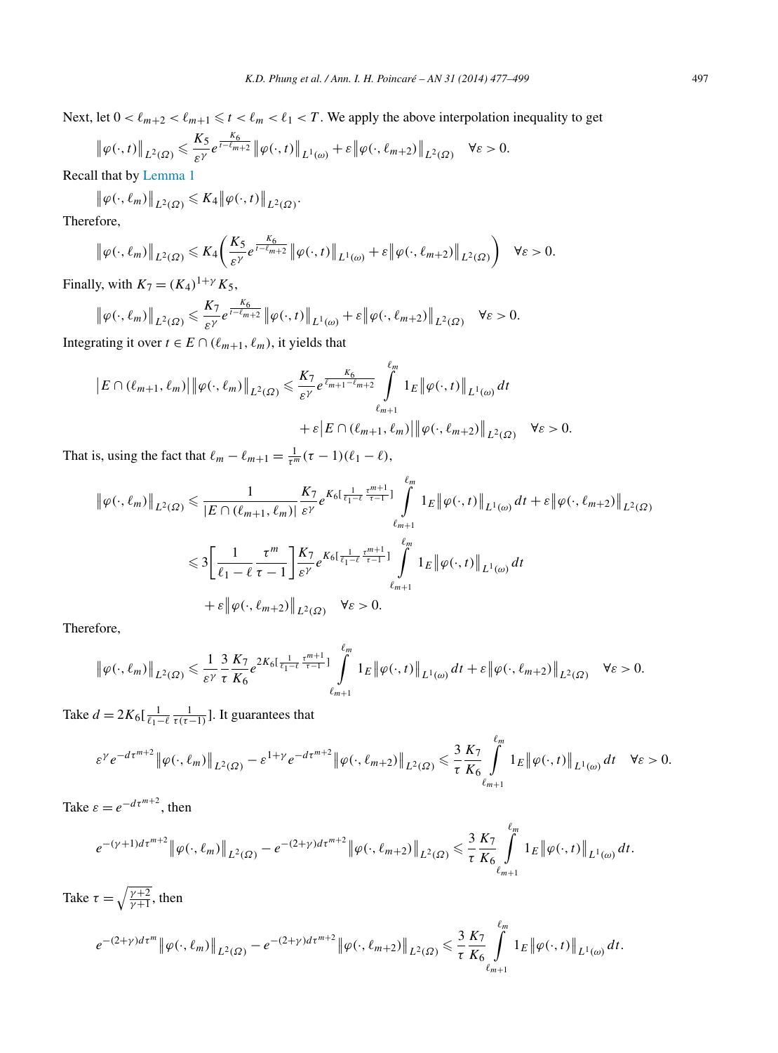Next, let $0 < \ell_{m+2} < \ell_{m+1} \leqslant t < \ell_m < \ell_1 < T$. We apply the above interpolation inequality to get

$$\big\|\varphi(\cdot,t)\big\|_{L^2(\Omega)} \leqslant \frac{K_5}{\varepsilon^\gamma} e^{\frac{K_6}{t-\ell_{m+2}}} \big\|\varphi(\cdot,t)\big\|_{L^1(\omega)} + \varepsilon \big\|\varphi(\cdot,\ell_{m+2})\big\|_{L^2(\Omega)} \quad \forall \varepsilon > 0.$$

Recall that by Lemma 1

$$\big\|\varphi(\cdot,\ell_m)\big\|_{L^2(\Omega)} \leqslant K_4 \big\|\varphi(\cdot,t)\big\|_{L^2(\Omega)}.$$

Therefore,

$$\big\|\varphi(\cdot,\ell_m)\big\|_{L^2(\Omega)} \leqslant K_4 \left( \frac{K_5}{\varepsilon^\gamma} e^{\frac{K_6}{t-\ell_{m+2}}} \big\|\varphi(\cdot,t)\big\|_{L^1(\omega)} + \varepsilon \big\|\varphi(\cdot,\ell_{m+2})\big\|_{L^2(\Omega)} \right) \quad \forall \varepsilon > 0.$$

Finally, with $K_7 = (K_4)^{1+\gamma} K_5$,

$$\big\|\varphi(\cdot,\ell_m)\big\|_{L^2(\Omega)} \leqslant \frac{K_7}{\varepsilon^\gamma} e^{\frac{K_6}{t-\ell_{m+2}}} \big\|\varphi(\cdot,t)\big\|_{L^1(\omega)} + \varepsilon \big\|\varphi(\cdot,\ell_{m+2})\big\|_{L^2(\Omega)} \quad \forall \varepsilon > 0.$$

Integrating it over $t \in E \cap (\ell_{m+1}, \ell_m)$, it yields that

$$\begin{aligned}\big|E \cap (\ell_{m+1}, \ell_m)\big| \big\|\varphi(\cdot,\ell_m)\big\|_{L^2(\Omega)} &\leqslant \frac{K_7}{\varepsilon^\gamma} e^{\frac{K_6}{\ell_{m+1}-\ell_{m+2}}} \int_{\ell_{m+1}}^{\ell_m} 1_E \big\|\varphi(\cdot,t)\big\|_{L^1(\omega)}\,dt \\ &\quad + \varepsilon \big|E \cap (\ell_{m+1}, \ell_m)\big| \big\|\varphi(\cdot,\ell_{m+2})\big\|_{L^2(\Omega)} \quad \forall \varepsilon > 0.\end{aligned}$$

That is, using the fact that $\ell_m - \ell_{m+1} = \frac{1}{\tau^m}(\tau - 1)(\ell_1 - \ell)$,

$$\begin{aligned}\big\|\varphi(\cdot,\ell_m)\big\|_{L^2(\Omega)} &\leqslant \frac{1}{|E \cap (\ell_{m+1}, \ell_m)|} \frac{K_7}{\varepsilon^\gamma} e^{K_6[\frac{1}{\ell_1-\ell}\frac{\tau^{m+1}}{\tau-1}]} \int_{\ell_{m+1}}^{\ell_m} 1_E \big\|\varphi(\cdot,t)\big\|_{L^1(\omega)}\,dt + \varepsilon \big\|\varphi(\cdot,\ell_{m+2})\big\|_{L^2(\Omega)} \\ &\leqslant 3\left[\frac{1}{\ell_1-\ell}\frac{\tau^m}{\tau-1}\right] \frac{K_7}{\varepsilon^\gamma} e^{K_6[\frac{1}{\ell_1-\ell}\frac{\tau^{m+1}}{\tau-1}]} \int_{\ell_{m+1}}^{\ell_m} 1_E \big\|\varphi(\cdot,t)\big\|_{L^1(\omega)}\,dt \\ &\quad + \varepsilon \big\|\varphi(\cdot,\ell_{m+2})\big\|_{L^2(\Omega)} \quad \forall \varepsilon > 0.\end{aligned}$$

Therefore,

$$\big\|\varphi(\cdot,\ell_m)\big\|_{L^2(\Omega)} \leqslant \frac{1}{\varepsilon^\gamma} \frac{3}{\tau} \frac{K_7}{K_6} e^{2K_6[\frac{1}{\ell_1-\ell}\frac{\tau^{m+1}}{\tau-1}]} \int_{\ell_{m+1}}^{\ell_m} 1_E \big\|\varphi(\cdot,t)\big\|_{L^1(\omega)}\,dt + \varepsilon \big\|\varphi(\cdot,\ell_{m+2})\big\|_{L^2(\Omega)} \quad \forall \varepsilon > 0.$$

Take $d = 2K_6[\frac{1}{\ell_1-\ell}\frac{1}{\tau(\tau-1)}]$. It guarantees that

$$\varepsilon^\gamma e^{-d\tau^{m+2}} \big\|\varphi(\cdot,\ell_m)\big\|_{L^2(\Omega)} - \varepsilon^{1+\gamma} e^{-d\tau^{m+2}} \big\|\varphi(\cdot,\ell_{m+2})\big\|_{L^2(\Omega)} \leqslant \frac{3}{\tau}\frac{K_7}{K_6} \int_{\ell_{m+1}}^{\ell_m} 1_E \big\|\varphi(\cdot,t)\big\|_{L^1(\omega)}\,dt \quad \forall \varepsilon > 0.$$

Take $\varepsilon = e^{-d\tau^{m+2}}$, then

$$e^{-(\gamma+1)d\tau^{m+2}} \big\|\varphi(\cdot,\ell_m)\big\|_{L^2(\Omega)} - e^{-(2+\gamma)d\tau^{m+2}} \big\|\varphi(\cdot,\ell_{m+2})\big\|_{L^2(\Omega)} \leqslant \frac{3}{\tau}\frac{K_7}{K_6} \int_{\ell_{m+1}}^{\ell_m} 1_E \big\|\varphi(\cdot,t)\big\|_{L^1(\omega)}\,dt.$$

Take $\tau = \sqrt{\frac{\gamma+2}{\gamma+1}}$, then

$$e^{-(2+\gamma)d\tau^{m}} \big\|\varphi(\cdot,\ell_m)\big\|_{L^2(\Omega)} - e^{-(2+\gamma)d\tau^{m+2}} \big\|\varphi(\cdot,\ell_{m+2})\big\|_{L^2(\Omega)} \leqslant \frac{3}{\tau}\frac{K_7}{K_6} \int_{\ell_{m+1}}^{\ell_m} 1_E \big\|\varphi(\cdot,t)\big\|_{L^1(\omega)}\,dt.$$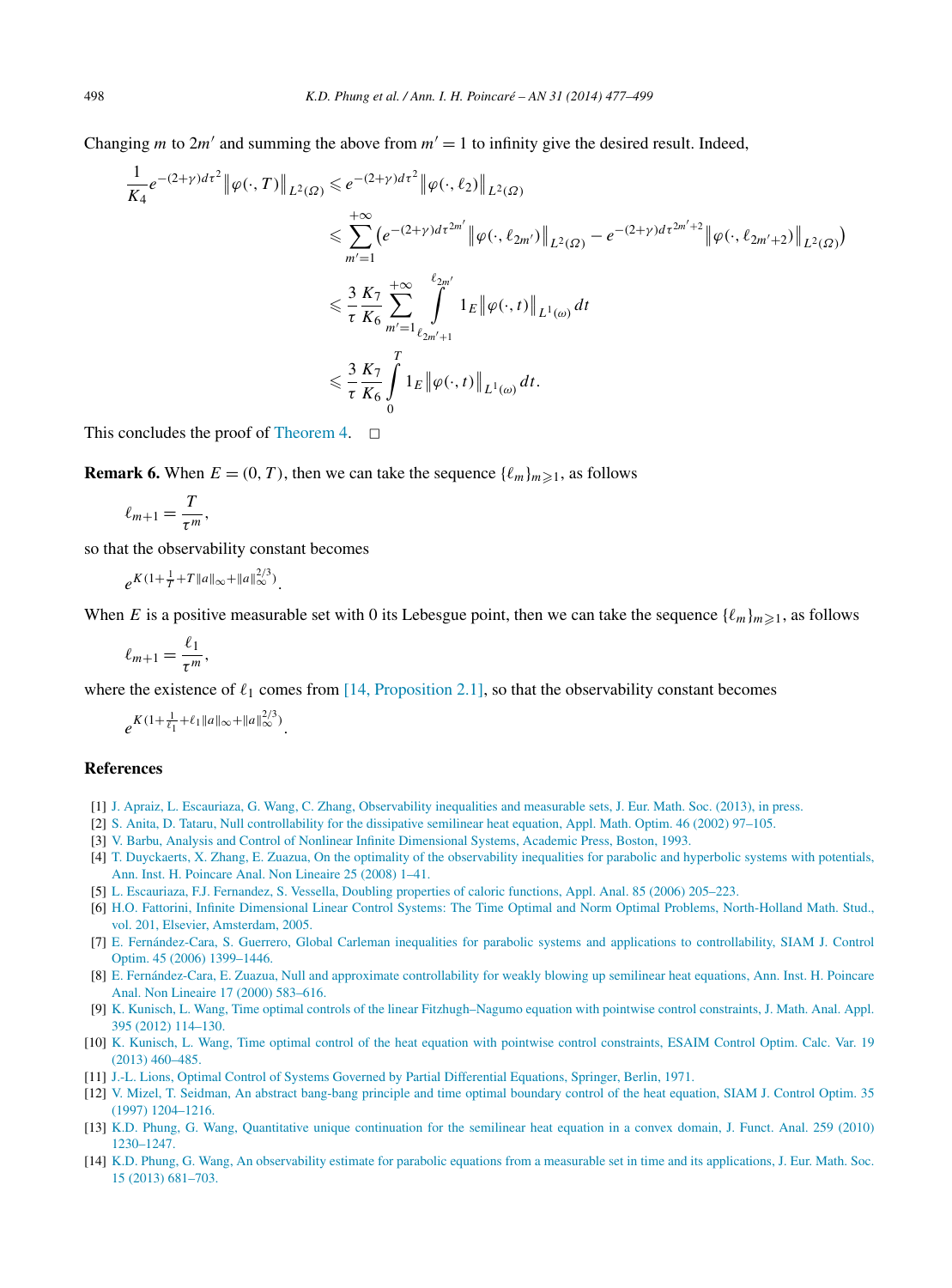Changing $m$ to $2m'$ and summing the above from $m'=1$ to infinity give the desired result. Indeed,

$$
\begin{aligned}
\frac{1}{K_4} e^{-(2+\gamma)d\tau^2} \left\| \varphi(\cdot, T) \right\|_{L^2(\Omega)} &\leqslant e^{-(2+\gamma)d\tau^2} \left\| \varphi(\cdot, \ell_2) \right\|_{L^2(\Omega)} \\
&\leqslant \sum_{m'=1}^{+\infty} \left( e^{-(2+\gamma)d\tau^{2m'}} \left\| \varphi(\cdot, \ell_{2m'}) \right\|_{L^2(\Omega)} - e^{-(2+\gamma)d\tau^{2m'+2}} \left\| \varphi(\cdot, \ell_{2m'+2}) \right\|_{L^2(\Omega)} \right) \\
&\leqslant \frac{3}{\tau} \frac{K_7}{K_6} \sum_{m'=1}^{+\infty} \int_{\ell_{2m'+1}}^{\ell_{2m'}} 1_E \left\| \varphi(\cdot, t) \right\|_{L^1(\omega)} dt \\
&\leqslant \frac{3}{\tau} \frac{K_7}{K_6} \int_0^T 1_E \left\| \varphi(\cdot, t) \right\|_{L^1(\omega)} dt.
\end{aligned}
$$

This concludes the proof of Theorem 4. □

**Remark 6.** When $E = (0, T)$, then we can take the sequence $\{\ell_m\}_{m \geqslant 1}$, as follows

$$
\ell_{m+1} = \frac{T}{\tau^m},
$$

so that the observability constant becomes

$$
e^{K(1+\frac{1}{T}+T\|a\|_\infty+\|a\|_\infty^{2/3})}.
$$

When $E$ is a positive measurable set with 0 its Lebesgue point, then we can take the sequence $\{\ell_m\}_{m \geqslant 1}$, as follows

$$
\ell_{m+1} = \frac{\ell_1}{\tau^m},
$$

where the existence of $\ell_1$ comes from [14, Proposition 2.1], so that the observability constant becomes

$$
e^{K(1+\frac{1}{\ell_1}+\ell_1\|a\|_\infty+\|a\|_\infty^{2/3})}.
$$

## References

[1] J. Apraiz, L. Escauriaza, G. Wang, C. Zhang, Observability inequalities and measurable sets, J. Eur. Math. Soc. (2013), in press.

[2] S. Anita, D. Tataru, Null controllability for the dissipative semilinear heat equation, Appl. Math. Optim. 46 (2002) 97–105.

[3] V. Barbu, Analysis and Control of Nonlinear Infinite Dimensional Systems, Academic Press, Boston, 1993.

[4] T. Duyckaerts, X. Zhang, E. Zuazua, On the optimality of the observability inequalities for parabolic and hyperbolic systems with potentials, Ann. Inst. H. Poincare Anal. Non Lineaire 25 (2008) 1–41.

[5] L. Escauriaza, F.J. Fernandez, S. Vessella, Doubling properties of caloric functions, Appl. Anal. 85 (2006) 205–223.

[6] H.O. Fattorini, Infinite Dimensional Linear Control Systems: The Time Optimal and Norm Optimal Problems, North-Holland Math. Stud., vol. 201, Elsevier, Amsterdam, 2005.

[7] E. Fernández-Cara, S. Guerrero, Global Carleman inequalities for parabolic systems and applications to controllability, SIAM J. Control Optim. 45 (2006) 1399–1446.

[8] E. Fernández-Cara, E. Zuazua, Null and approximate controllability for weakly blowing up semilinear heat equations, Ann. Inst. H. Poincare Anal. Non Lineaire 17 (2000) 583–616.

[9] K. Kunisch, L. Wang, Time optimal controls of the linear Fitzhugh–Nagumo equation with pointwise control constraints, J. Math. Anal. Appl. 395 (2012) 114–130.

[10] K. Kunisch, L. Wang, Time optimal control of the heat equation with pointwise control constraints, ESAIM Control Optim. Calc. Var. 19 (2013) 460–485.

[11] J.-L. Lions, Optimal Control of Systems Governed by Partial Differential Equations, Springer, Berlin, 1971.

[12] V. Mizel, T. Seidman, An abstract bang-bang principle and time optimal boundary control of the heat equation, SIAM J. Control Optim. 35 (1997) 1204–1216.

[13] K.D. Phung, G. Wang, Quantitative unique continuation for the semilinear heat equation in a convex domain, J. Funct. Anal. 259 (2010) 1230–1247.

[14] K.D. Phung, G. Wang, An observability estimate for parabolic equations from a measurable set in time and its applications, J. Eur. Math. Soc. 15 (2013) 681–703.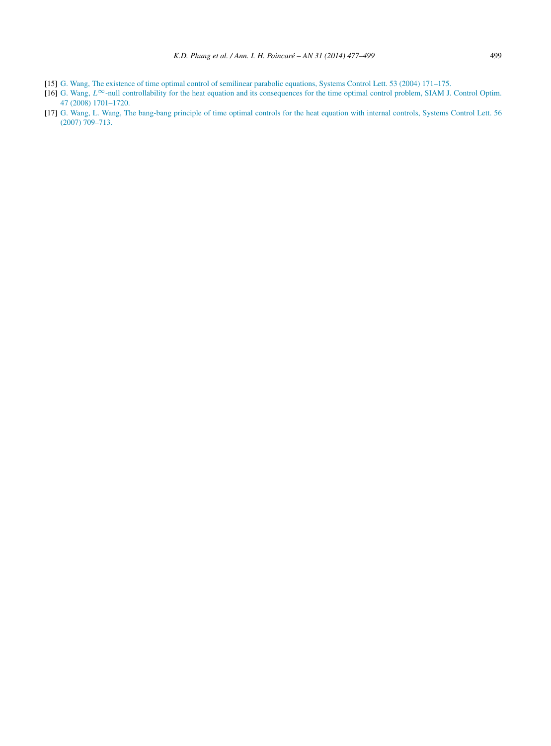[15] G. Wang, The existence of time optimal control of semilinear parabolic equations, Systems Control Lett. 53 (2004) 171–175.

[16] G. Wang, $L^\infty$-null controllability for the heat equation and its consequences for the time optimal control problem, SIAM J. Control Optim. 47 (2008) 1701–1720.

[17] G. Wang, L. Wang, The bang-bang principle of time optimal controls for the heat equation with internal controls, Systems Control Lett. 56 (2007) 709–713.